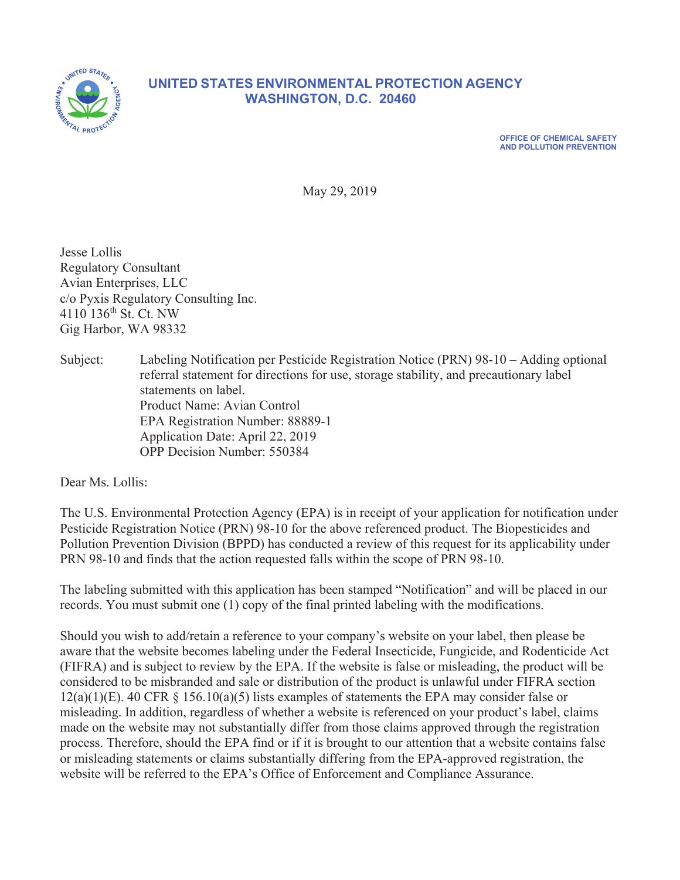# UNITED STATES ENVIRONMENTAL PROTECTION AGENCY
## WASHINGTON, D.C. 20460

**OFFICE OF CHEMICAL SAFETY AND POLLUTION PREVENTION**

May 29, 2019

Jesse Lollis
Regulatory Consultant
Avian Enterprises, LLC
c/o Pyxis Regulatory Consulting Inc.
4110 136th St. Ct. NW
Gig Harbor, WA 98332

Subject: Labeling Notification per Pesticide Registration Notice (PRN) 98-10 – Adding optional referral statement for directions for use, storage stability, and precautionary label statements on label.
Product Name: Avian Control
EPA Registration Number: 88889-1
Application Date: April 22, 2019
OPP Decision Number: 550384

Dear Ms. Lollis:

The U.S. Environmental Protection Agency (EPA) is in receipt of your application for notification under Pesticide Registration Notice (PRN) 98-10 for the above referenced product. The Biopesticides and Pollution Prevention Division (BPPD) has conducted a review of this request for its applicability under PRN 98-10 and finds that the action requested falls within the scope of PRN 98-10.

The labeling submitted with this application has been stamped "Notification" and will be placed in our records. You must submit one (1) copy of the final printed labeling with the modifications.

Should you wish to add/retain a reference to your company's website on your label, then please be aware that the website becomes labeling under the Federal Insecticide, Fungicide, and Rodenticide Act (FIFRA) and is subject to review by the EPA. If the website is false or misleading, the product will be considered to be misbranded and sale or distribution of the product is unlawful under FIFRA section 12(a)(1)(E). 40 CFR § 156.10(a)(5) lists examples of statements the EPA may consider false or misleading. In addition, regardless of whether a website is referenced on your product's label, claims made on the website may not substantially differ from those claims approved through the registration process. Therefore, should the EPA find or if it is brought to our attention that a website contains false or misleading statements or claims substantially differing from the EPA-approved registration, the website will be referred to the EPA's Office of Enforcement and Compliance Assurance.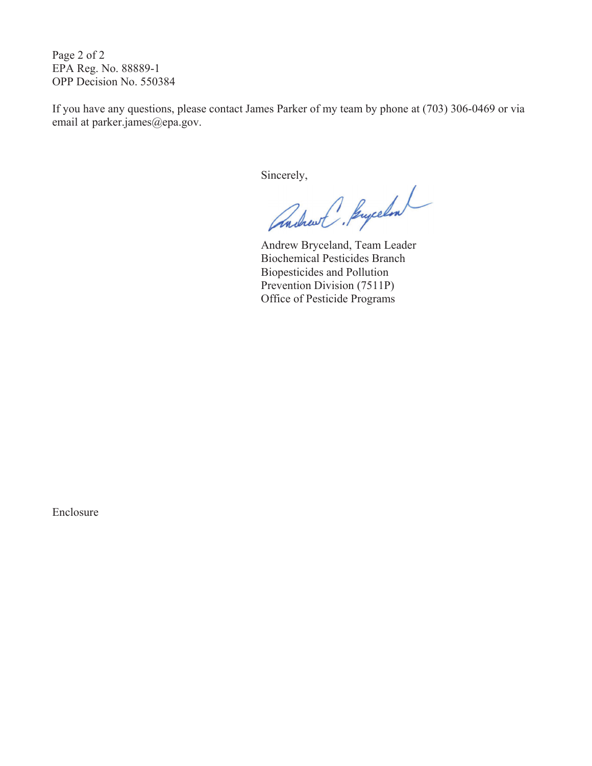EPA Reg. No. 88889-1
OPP Decision No. 550384

If you have any questions, please contact James Parker of my team by phone at (703) 306-0469 or via email at parker.james@epa.gov.

Sincerely,

Andrew Bryceland, Team Leader
Biochemical Pesticides Branch
Biopesticides and Pollution
Prevention Division (7511P)
Office of Pesticide Programs

Enclosure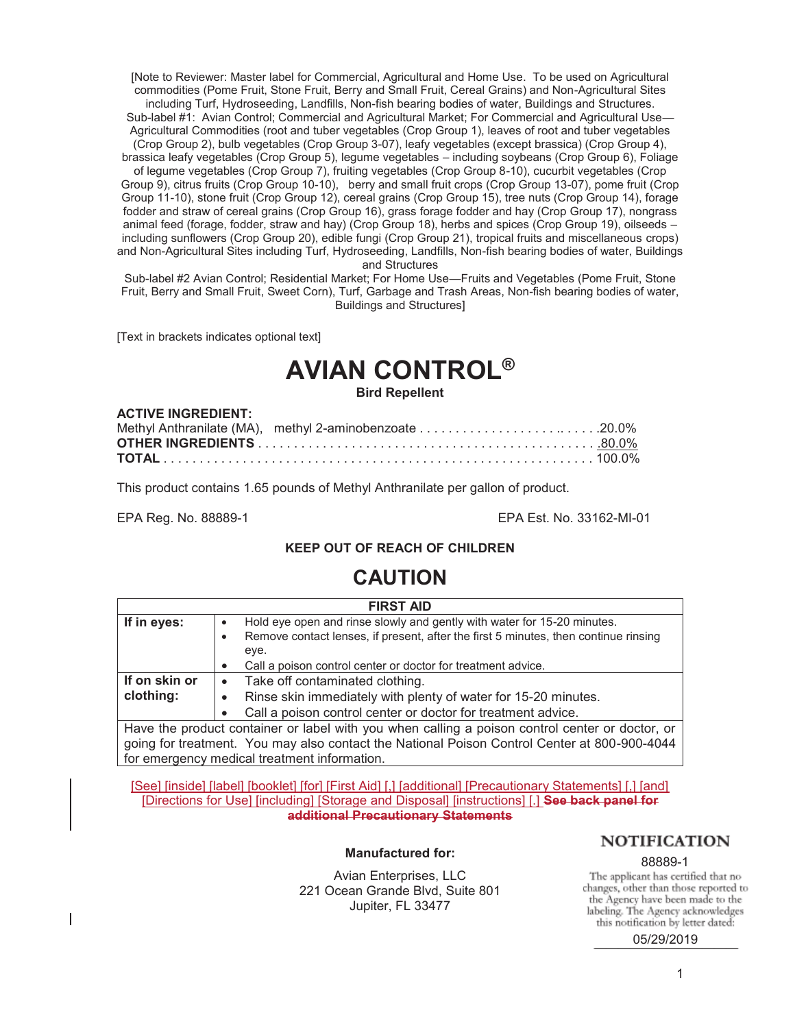[Note to Reviewer: Master label for Commercial, Agricultural and Home Use. To be used on Agricultural commodities (Pome Fruit, Stone Fruit, Berry and Small Fruit, Cereal Grains) and Non-Agricultural Sites including Turf, Hydroseeding, Landfills, Non-fish bearing bodies of water, Buildings and Structures.
Sub-label #1: Avian Control; Commercial and Agricultural Market; For Commercial and Agricultural Use—Agricultural Commodities (root and tuber vegetables (Crop Group 1), leaves of root and tuber vegetables (Crop Group 2), bulb vegetables (Crop Group 3-07), leafy vegetables (except brassica) (Crop Group 4), brassica leafy vegetables (Crop Group 5), legume vegetables – including soybeans (Crop Group 6), Foliage of legume vegetables (Crop Group 7), fruiting vegetables (Crop Group 8-10), cucurbit vegetables (Crop Group 9), citrus fruits (Crop Group 10-10), berry and small fruit crops (Crop Group 13-07), pome fruit (Crop Group 11-10), stone fruit (Crop Group 12), cereal grains (Crop Group 15), tree nuts (Crop Group 14), forage fodder and straw of cereal grains (Crop Group 16), grass forage fodder and hay (Crop Group 17), nongrass animal feed (forage, fodder, straw and hay) (Crop Group 18), herbs and spices (Crop Group 19), oilseeds – including sunflowers (Crop Group 20), edible fungi (Crop Group 21), tropical fruits and miscellaneous crops) and Non-Agricultural Sites including Turf, Hydroseeding, Landfills, Non-fish bearing bodies of water, Buildings and Structures
Sub-label #2 Avian Control; Residential Market; For Home Use—Fruits and Vegetables (Pome Fruit, Stone Fruit, Berry and Small Fruit, Sweet Corn), Turf, Garbage and Trash Areas, Non-fish bearing bodies of water, Buildings and Structures]

[Text in brackets indicates optional text]

# AVIAN CONTROL®

**Bird Repellent**

**ACTIVE INGREDIENT:**

| | |
|---|---|
| Methyl Anthranilate (MA), methyl 2-aminobenzoate | 20.0% |
| **OTHER INGREDIENTS** | 80.0% |
| **TOTAL** | 100.0% |

This product contains 1.65 pounds of Methyl Anthranilate per gallon of product.

EPA Reg. No. 88889-1

EPA Est. No. 33162-MI-01

**KEEP OUT OF REACH OF CHILDREN**

## CAUTION

| **FIRST AID** | |
|---|---|
| **If in eyes:** | • Hold eye open and rinse slowly and gently with water for 15-20 minutes.<br>• Remove contact lenses, if present, after the first 5 minutes, then continue rinsing eye.<br>• Call a poison control center or doctor for treatment advice. |
| **If on skin or clothing:** | • Take off contaminated clothing.<br>• Rinse skin immediately with plenty of water for 15-20 minutes.<br>• Call a poison control center or doctor for treatment advice. |
| Have the product container or label with you when calling a poison control center or doctor, or going for treatment. You may also contact the National Poison Control Center at 800-900-4044 for emergency medical treatment information. | |

[See] [inside] [label] [booklet] [for] [First Aid] [,] [additional] [Precautionary Statements] [,] [and] [Directions for Use] [including] [Storage and Disposal] [instructions] [.] ~~**See back panel for additional Precautionary Statements**~~

**Manufactured for:**

Avian Enterprises, LLC
221 Ocean Grande Blvd, Suite 801
Jupiter, FL 33477

**NOTIFICATION**

88889-1

The applicant has certified that no changes, other than those reported to the Agency have been made to the labeling. The Agency acknowledges this notification by letter dated:

05/29/2019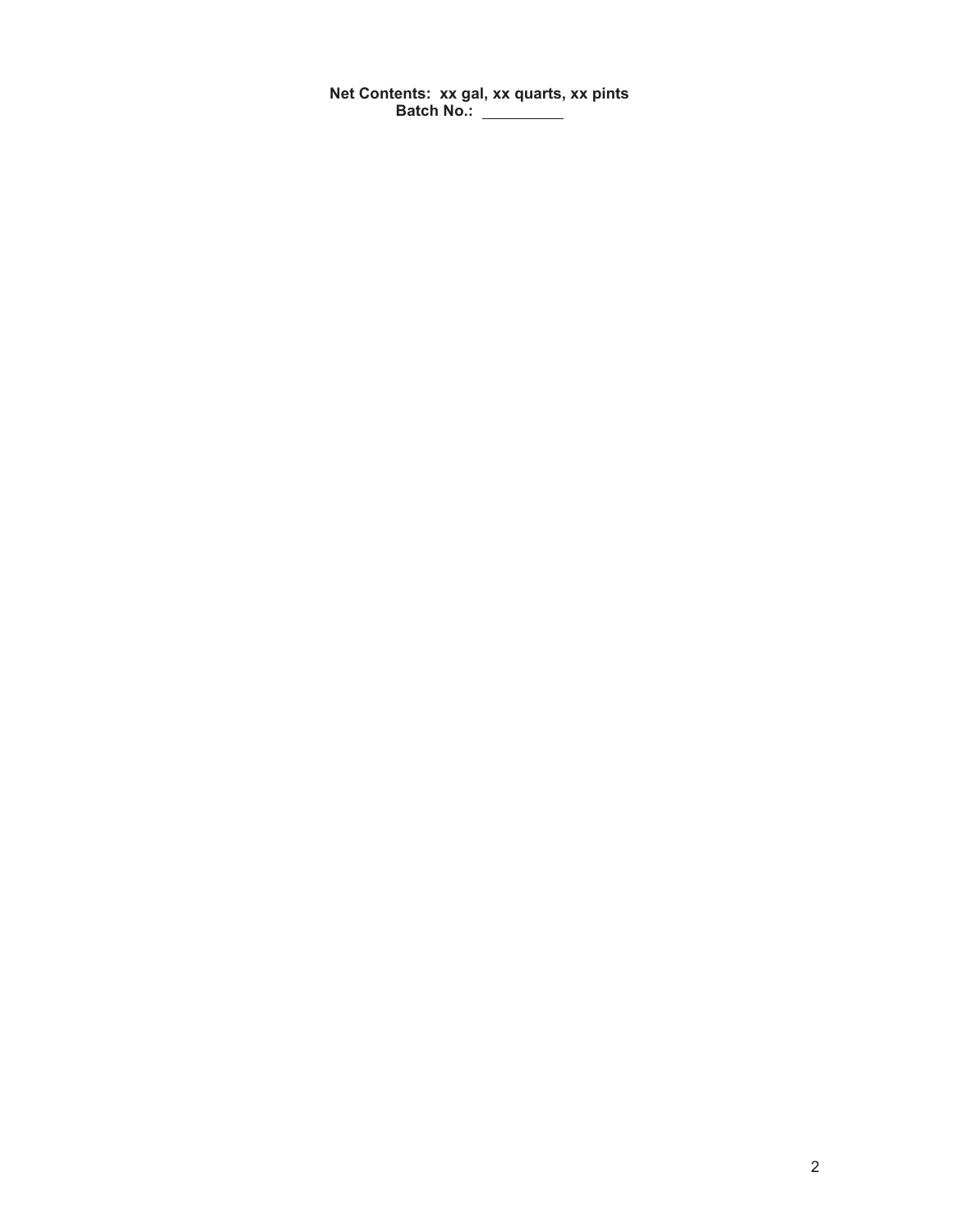**Net Contents: xx gal, xx quarts, xx pints**
**Batch No.:** __________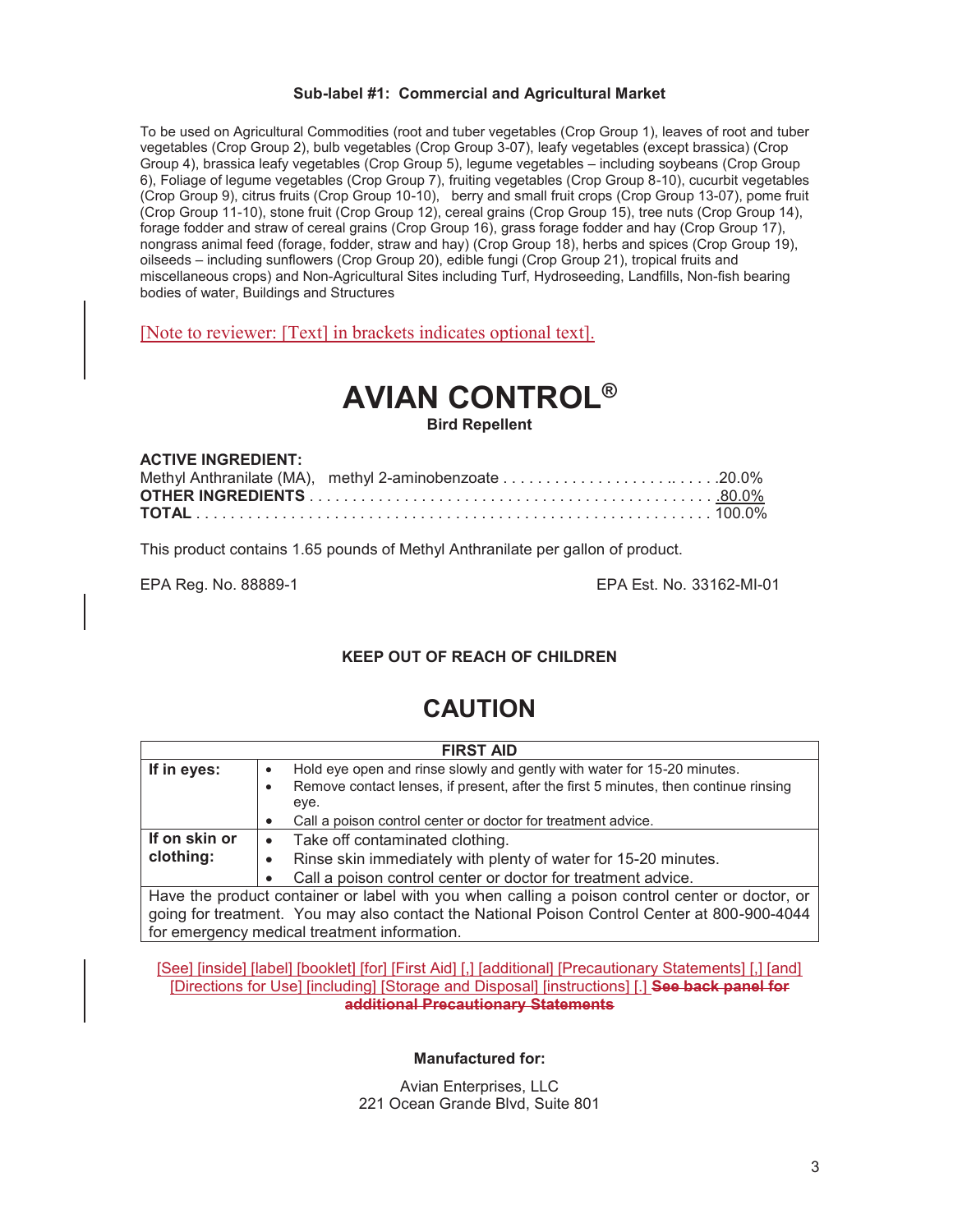**Sub-label #1: Commercial and Agricultural Market**

To be used on Agricultural Commodities (root and tuber vegetables (Crop Group 1), leaves of root and tuber vegetables (Crop Group 2), bulb vegetables (Crop Group 3-07), leafy vegetables (except brassica) (Crop Group 4), brassica leafy vegetables (Crop Group 5), legume vegetables – including soybeans (Crop Group 6), Foliage of legume vegetables (Crop Group 7), fruiting vegetables (Crop Group 8-10), cucurbit vegetables (Crop Group 9), citrus fruits (Crop Group 10-10), berry and small fruit crops (Crop Group 13-07), pome fruit (Crop Group 11-10), stone fruit (Crop Group 12), cereal grains (Crop Group 15), tree nuts (Crop Group 14), forage fodder and straw of cereal grains (Crop Group 16), grass forage fodder and hay (Crop Group 17), nongrass animal feed (forage, fodder, straw and hay) (Crop Group 18), herbs and spices (Crop Group 19), oilseeds – including sunflowers (Crop Group 20), edible fungi (Crop Group 21), tropical fruits and miscellaneous crops) and Non-Agricultural Sites including Turf, Hydroseeding, Landfills, Non-fish bearing bodies of water, Buildings and Structures

[Note to reviewer: [Text] in brackets indicates optional text].

# AVIAN CONTROL®

**Bird Repellent**

**ACTIVE INGREDIENT:**

| | |
|---|---|
| Methyl Anthranilate (MA), methyl 2-aminobenzoate | 20.0% |
| **OTHER INGREDIENTS** | 80.0% |
| **TOTAL** | 100.0% |

This product contains 1.65 pounds of Methyl Anthranilate per gallon of product.

EPA Reg. No. 88889-1 EPA Est. No. 33162-MI-01

**KEEP OUT OF REACH OF CHILDREN**

# CAUTION

| FIRST AID | |
|---|---|
| **If in eyes:** | • Hold eye open and rinse slowly and gently with water for 15-20 minutes.<br>• Remove contact lenses, if present, after the first 5 minutes, then continue rinsing eye.<br>• Call a poison control center or doctor for treatment advice. |
| **If on skin or clothing:** | • Take off contaminated clothing.<br>• Rinse skin immediately with plenty of water for 15-20 minutes.<br>• Call a poison control center or doctor for treatment advice. |
| Have the product container or label with you when calling a poison control center or doctor, or going for treatment. You may also contact the National Poison Control Center at 800-900-4044 for emergency medical treatment information. | |

[See] [inside] [label] [booklet] [for] [First Aid] [,] [additional] [Precautionary Statements] [,] [and] [Directions for Use] [including] [Storage and Disposal] [instructions] [.] ~~**See back panel for additional Precautionary Statements**~~

**Manufactured for:**

Avian Enterprises, LLC
221 Ocean Grande Blvd, Suite 801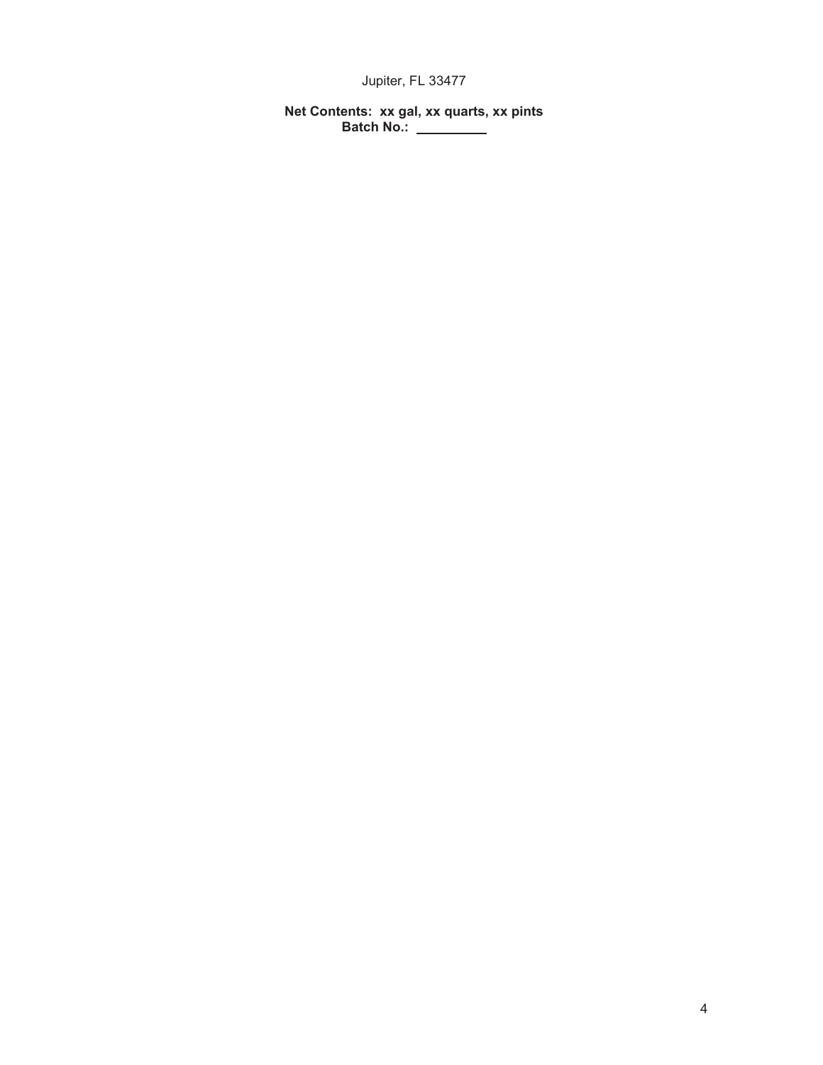Jupiter, FL 33477

**Net Contents: xx gal, xx quarts, xx pints**
**Batch No.: __________**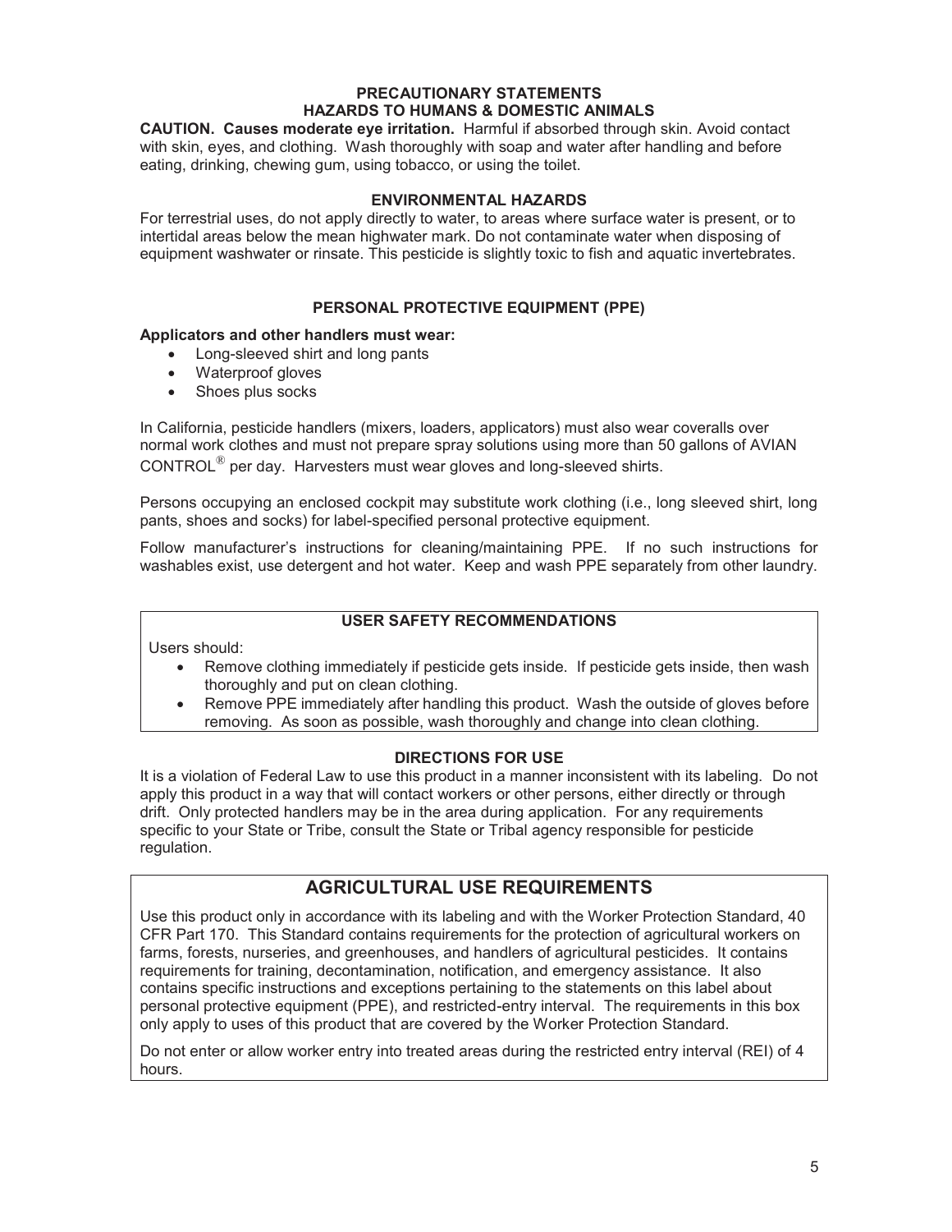## PRECAUTIONARY STATEMENTS

### HAZARDS TO HUMANS & DOMESTIC ANIMALS

**CAUTION. Causes moderate eye irritation.** Harmful if absorbed through skin. Avoid contact with skin, eyes, and clothing. Wash thoroughly with soap and water after handling and before eating, drinking, chewing gum, using tobacco, or using the toilet.

### ENVIRONMENTAL HAZARDS

For terrestrial uses, do not apply directly to water, to areas where surface water is present, or to intertidal areas below the mean highwater mark. Do not contaminate water when disposing of equipment washwater or rinsate. This pesticide is slightly toxic to fish and aquatic invertebrates.

### PERSONAL PROTECTIVE EQUIPMENT (PPE)

**Applicators and other handlers must wear:**

- Long-sleeved shirt and long pants
- Waterproof gloves
- Shoes plus socks

In California, pesticide handlers (mixers, loaders, applicators) must also wear coveralls over normal work clothes and must not prepare spray solutions using more than 50 gallons of AVIAN CONTROL® per day. Harvesters must wear gloves and long-sleeved shirts.

Persons occupying an enclosed cockpit may substitute work clothing (i.e., long sleeved shirt, long pants, shoes and socks) for label-specified personal protective equipment.

Follow manufacturer's instructions for cleaning/maintaining PPE. If no such instructions for washables exist, use detergent and hot water. Keep and wash PPE separately from other laundry.

### USER SAFETY RECOMMENDATIONS

Users should:

- Remove clothing immediately if pesticide gets inside. If pesticide gets inside, then wash thoroughly and put on clean clothing.
- Remove PPE immediately after handling this product. Wash the outside of gloves before removing. As soon as possible, wash thoroughly and change into clean clothing.

### DIRECTIONS FOR USE

It is a violation of Federal Law to use this product in a manner inconsistent with its labeling. Do not apply this product in a way that will contact workers or other persons, either directly or through drift. Only protected handlers may be in the area during application. For any requirements specific to your State or Tribe, consult the State or Tribal agency responsible for pesticide regulation.

## AGRICULTURAL USE REQUIREMENTS

Use this product only in accordance with its labeling and with the Worker Protection Standard, 40 CFR Part 170. This Standard contains requirements for the protection of agricultural workers on farms, forests, nurseries, and greenhouses, and handlers of agricultural pesticides. It contains requirements for training, decontamination, notification, and emergency assistance. It also contains specific instructions and exceptions pertaining to the statements on this label about personal protective equipment (PPE), and restricted-entry interval. The requirements in this box only apply to uses of this product that are covered by the Worker Protection Standard.

Do not enter or allow worker entry into treated areas during the restricted entry interval (REI) of 4 hours.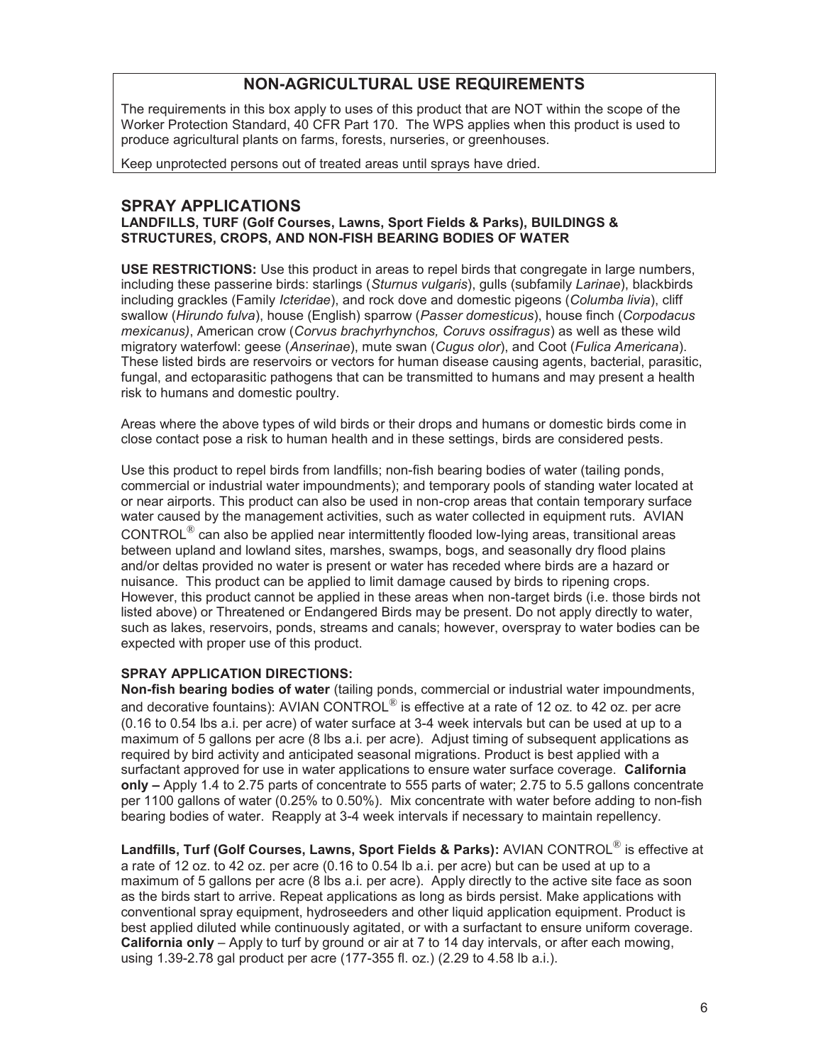## NON-AGRICULTURAL USE REQUIREMENTS

The requirements in this box apply to uses of this product that are NOT within the scope of the Worker Protection Standard, 40 CFR Part 170. The WPS applies when this product is used to produce agricultural plants on farms, forests, nurseries, or greenhouses.

Keep unprotected persons out of treated areas until sprays have dried.

## SPRAY APPLICATIONS

**LANDFILLS, TURF (Golf Courses, Lawns, Sport Fields & Parks), BUILDINGS & STRUCTURES, CROPS, AND NON-FISH BEARING BODIES OF WATER**

**USE RESTRICTIONS:** Use this product in areas to repel birds that congregate in large numbers, including these passerine birds: starlings (*Sturnus vulgaris*), gulls (subfamily *Larinae*), blackbirds including grackles (Family *Icteridae*), and rock dove and domestic pigeons (*Columba livia*), cliff swallow (*Hirundo fulva*), house (English) sparrow (*Passer domesticus*), house finch (*Corpodacus mexicanus)*, American crow (*Corvus brachyrhynchos, Coruvs ossifragus*) as well as these wild migratory waterfowl: geese (*Anserinae*), mute swan (*Cugus olor*), and Coot (*Fulica Americana*). These listed birds are reservoirs or vectors for human disease causing agents, bacterial, parasitic, fungal, and ectoparasitic pathogens that can be transmitted to humans and may present a health risk to humans and domestic poultry.

Areas where the above types of wild birds or their drops and humans or domestic birds come in close contact pose a risk to human health and in these settings, birds are considered pests.

Use this product to repel birds from landfills; non-fish bearing bodies of water (tailing ponds, commercial or industrial water impoundments); and temporary pools of standing water located at or near airports. This product can also be used in non-crop areas that contain temporary surface water caused by the management activities, such as water collected in equipment ruts. AVIAN CONTROL® can also be applied near intermittently flooded low-lying areas, transitional areas between upland and lowland sites, marshes, swamps, bogs, and seasonally dry flood plains and/or deltas provided no water is present or water has receded where birds are a hazard or nuisance. This product can be applied to limit damage caused by birds to ripening crops. However, this product cannot be applied in these areas when non-target birds (i.e. those birds not listed above) or Threatened or Endangered Birds may be present. Do not apply directly to water, such as lakes, reservoirs, ponds, streams and canals; however, overspray to water bodies can be expected with proper use of this product.

**SPRAY APPLICATION DIRECTIONS:**

**Non-fish bearing bodies of water** (tailing ponds, commercial or industrial water impoundments, and decorative fountains): AVIAN CONTROL® is effective at a rate of 12 oz. to 42 oz. per acre (0.16 to 0.54 lbs a.i. per acre) of water surface at 3-4 week intervals but can be used at up to a maximum of 5 gallons per acre (8 lbs a.i. per acre). Adjust timing of subsequent applications as required by bird activity and anticipated seasonal migrations. Product is best applied with a surfactant approved for use in water applications to ensure water surface coverage. **California only –** Apply 1.4 to 2.75 parts of concentrate to 555 parts of water; 2.75 to 5.5 gallons concentrate per 1100 gallons of water (0.25% to 0.50%). Mix concentrate with water before adding to non-fish bearing bodies of water. Reapply at 3-4 week intervals if necessary to maintain repellency.

**Landfills, Turf (Golf Courses, Lawns, Sport Fields & Parks):** AVIAN CONTROL® is effective at a rate of 12 oz. to 42 oz. per acre (0.16 to 0.54 lb a.i. per acre) but can be used at up to a maximum of 5 gallons per acre (8 lbs a.i. per acre). Apply directly to the active site face as soon as the birds start to arrive. Repeat applications as long as birds persist. Make applications with conventional spray equipment, hydroseeders and other liquid application equipment. Product is best applied diluted while continuously agitated, or with a surfactant to ensure uniform coverage. **California only** – Apply to turf by ground or air at 7 to 14 day intervals, or after each mowing, using 1.39-2.78 gal product per acre (177-355 fl. oz.) (2.29 to 4.58 lb a.i.).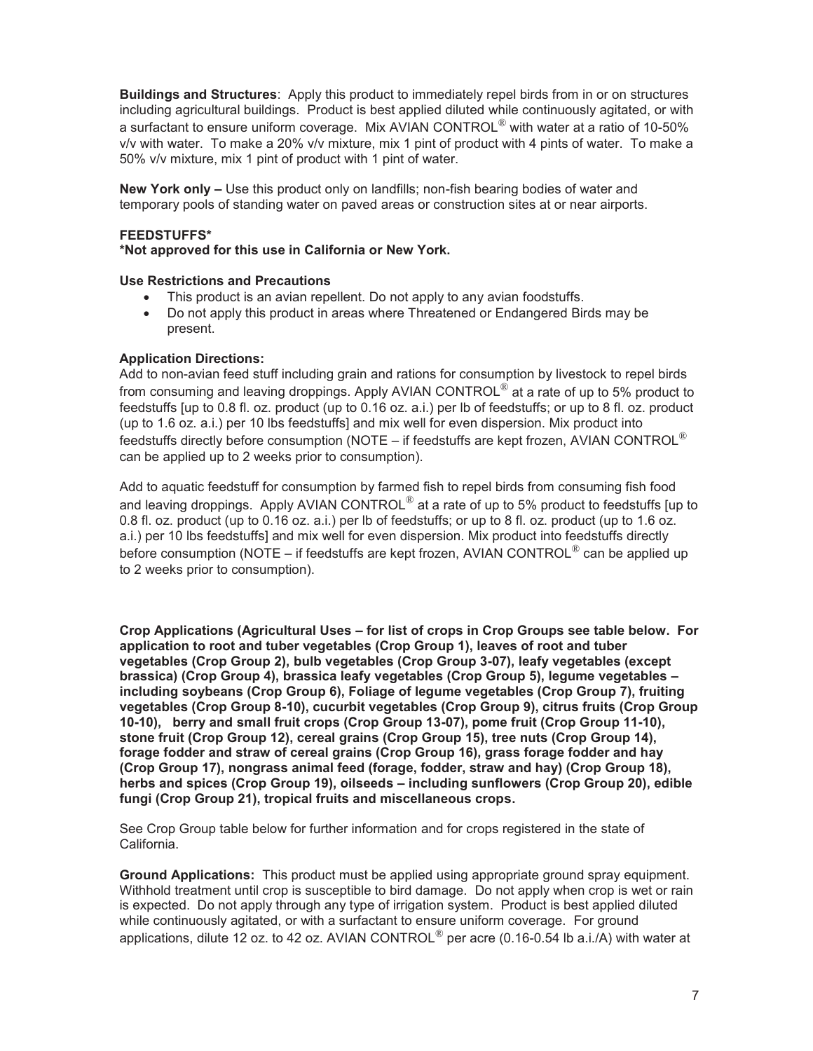**Buildings and Structures**: Apply this product to immediately repel birds from in or on structures including agricultural buildings. Product is best applied diluted while continuously agitated, or with a surfactant to ensure uniform coverage. Mix AVIAN CONTROL® with water at a ratio of 10-50% v/v with water. To make a 20% v/v mixture, mix 1 pint of product with 4 pints of water. To make a 50% v/v mixture, mix 1 pint of product with 1 pint of water.

**New York only –** Use this product only on landfills; non-fish bearing bodies of water and temporary pools of standing water on paved areas or construction sites at or near airports.

**FEEDSTUFFS***
**\*Not approved for this use in California or New York.**

**Use Restrictions and Precautions**

- This product is an avian repellent. Do not apply to any avian foodstuffs.
- Do not apply this product in areas where Threatened or Endangered Birds may be present.

**Application Directions:**
Add to non-avian feed stuff including grain and rations for consumption by livestock to repel birds from consuming and leaving droppings. Apply AVIAN CONTROL® at a rate of up to 5% product to feedstuffs [up to 0.8 fl. oz. product (up to 0.16 oz. a.i.) per lb of feedstuffs; or up to 8 fl. oz. product (up to 1.6 oz. a.i.) per 10 lbs feedstuffs] and mix well for even dispersion. Mix product into feedstuffs directly before consumption (NOTE – if feedstuffs are kept frozen, AVIAN CONTROL® can be applied up to 2 weeks prior to consumption).

Add to aquatic feedstuff for consumption by farmed fish to repel birds from consuming fish food and leaving droppings. Apply AVIAN CONTROL® at a rate of up to 5% product to feedstuffs [up to 0.8 fl. oz. product (up to 0.16 oz. a.i.) per lb of feedstuffs; or up to 8 fl. oz. product (up to 1.6 oz. a.i.) per 10 lbs feedstuffs] and mix well for even dispersion. Mix product into feedstuffs directly before consumption (NOTE – if feedstuffs are kept frozen, AVIAN CONTROL® can be applied up to 2 weeks prior to consumption).

**Crop Applications (Agricultural Uses – for list of crops in Crop Groups see table below. For application to root and tuber vegetables (Crop Group 1), leaves of root and tuber vegetables (Crop Group 2), bulb vegetables (Crop Group 3-07), leafy vegetables (except brassica) (Crop Group 4), brassica leafy vegetables (Crop Group 5), legume vegetables – including soybeans (Crop Group 6), Foliage of legume vegetables (Crop Group 7), fruiting vegetables (Crop Group 8-10), cucurbit vegetables (Crop Group 9), citrus fruits (Crop Group 10-10), berry and small fruit crops (Crop Group 13-07), pome fruit (Crop Group 11-10), stone fruit (Crop Group 12), cereal grains (Crop Group 15), tree nuts (Crop Group 14), forage fodder and straw of cereal grains (Crop Group 16), grass forage fodder and hay (Crop Group 17), nongrass animal feed (forage, fodder, straw and hay) (Crop Group 18), herbs and spices (Crop Group 19), oilseeds – including sunflowers (Crop Group 20), edible fungi (Crop Group 21), tropical fruits and miscellaneous crops.**

See Crop Group table below for further information and for crops registered in the state of California.

**Ground Applications:** This product must be applied using appropriate ground spray equipment. Withhold treatment until crop is susceptible to bird damage. Do not apply when crop is wet or rain is expected. Do not apply through any type of irrigation system. Product is best applied diluted while continuously agitated, or with a surfactant to ensure uniform coverage. For ground applications, dilute 12 oz. to 42 oz. AVIAN CONTROL® per acre (0.16-0.54 lb a.i./A) with water at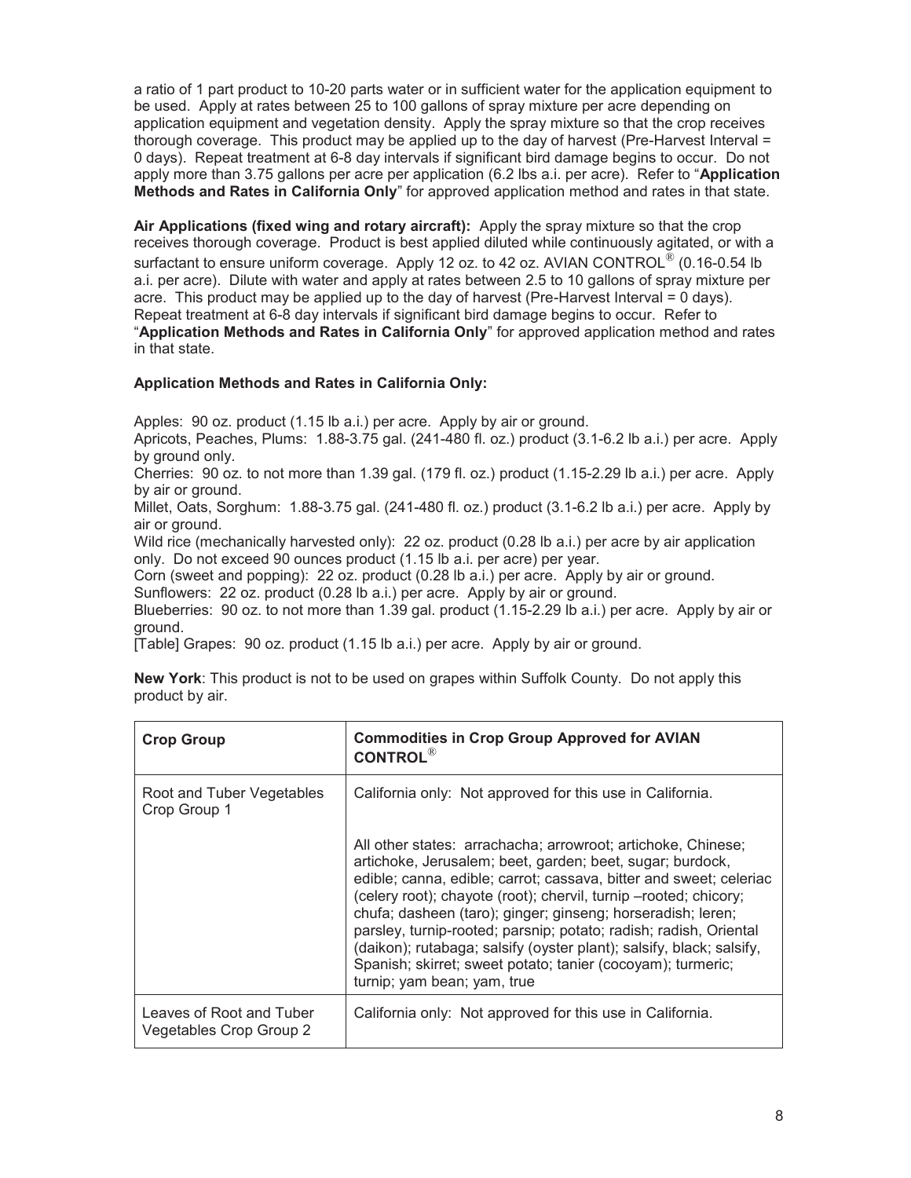a ratio of 1 part product to 10-20 parts water or in sufficient water for the application equipment to be used. Apply at rates between 25 to 100 gallons of spray mixture per acre depending on application equipment and vegetation density. Apply the spray mixture so that the crop receives thorough coverage. This product may be applied up to the day of harvest (Pre-Harvest Interval = 0 days). Repeat treatment at 6-8 day intervals if significant bird damage begins to occur. Do not apply more than 3.75 gallons per acre per application (6.2 lbs a.i. per acre). Refer to "**Application Methods and Rates in California Only**" for approved application method and rates in that state.

**Air Applications (fixed wing and rotary aircraft):** Apply the spray mixture so that the crop receives thorough coverage. Product is best applied diluted while continuously agitated, or with a surfactant to ensure uniform coverage. Apply 12 oz. to 42 oz. AVIAN CONTROL® (0.16-0.54 lb a.i. per acre). Dilute with water and apply at rates between 2.5 to 10 gallons of spray mixture per acre. This product may be applied up to the day of harvest (Pre-Harvest Interval = 0 days). Repeat treatment at 6-8 day intervals if significant bird damage begins to occur. Refer to "**Application Methods and Rates in California Only**" for approved application method and rates in that state.

**Application Methods and Rates in California Only:**

Apples: 90 oz. product (1.15 lb a.i.) per acre. Apply by air or ground.
Apricots, Peaches, Plums: 1.88-3.75 gal. (241-480 fl. oz.) product (3.1-6.2 lb a.i.) per acre. Apply by ground only.
Cherries: 90 oz. to not more than 1.39 gal. (179 fl. oz.) product (1.15-2.29 lb a.i.) per acre. Apply by air or ground.
Millet, Oats, Sorghum: 1.88-3.75 gal. (241-480 fl. oz.) product (3.1-6.2 lb a.i.) per acre. Apply by air or ground.
Wild rice (mechanically harvested only): 22 oz. product (0.28 lb a.i.) per acre by air application only. Do not exceed 90 ounces product (1.15 lb a.i. per acre) per year.
Corn (sweet and popping): 22 oz. product (0.28 lb a.i.) per acre. Apply by air or ground.
Sunflowers: 22 oz. product (0.28 lb a.i.) per acre. Apply by air or ground.
Blueberries: 90 oz. to not more than 1.39 gal. product (1.15-2.29 lb a.i.) per acre. Apply by air or ground.
[Table] Grapes: 90 oz. product (1.15 lb a.i.) per acre. Apply by air or ground.

**New York**: This product is not to be used on grapes within Suffolk County. Do not apply this product by air.

| **Crop Group** | **Commodities in Crop Group Approved for AVIAN CONTROL®** |
|---|---|
| Root and Tuber Vegetables Crop Group 1 | California only: Not approved for this use in California. |
| | All other states: arrachacha; arrowroot; artichoke, Chinese; artichoke, Jerusalem; beet, garden; beet, sugar; burdock, edible; canna, edible; carrot; cassava, bitter and sweet; celeriac (celery root); chayote (root); chervil, turnip –rooted; chicory; chufa; dasheen (taro); ginger; ginseng; horseradish; leren; parsley, turnip-rooted; parsnip; potato; radish; radish, Oriental (daikon); rutabaga; salsify (oyster plant); salsify, black; salsify, Spanish; skirret; sweet potato; tanier (cocoyam); turmeric; turnip; yam bean; yam, true |
| Leaves of Root and Tuber Vegetables Crop Group 2 | California only: Not approved for this use in California. |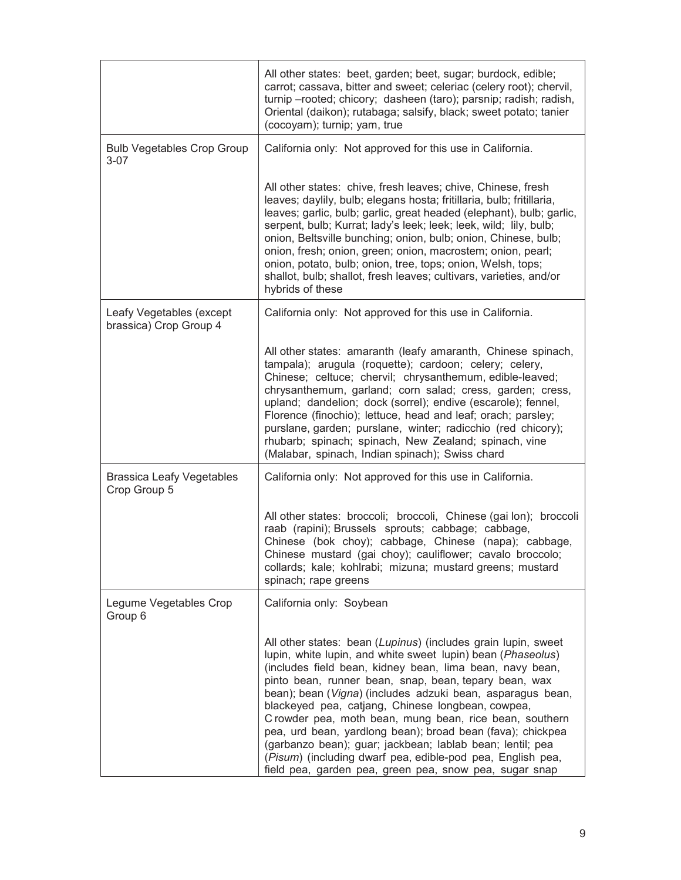| | |
|---|---|
| | All other states: beet, garden; beet, sugar; burdock, edible; carrot; cassava, bitter and sweet; celeriac (celery root); chervil, turnip –rooted; chicory; dasheen (taro); parsnip; radish; radish, Oriental (daikon); rutabaga; salsify, black; sweet potato; tanier (cocoyam); turnip; yam, true |
| Bulb Vegetables Crop Group 3-07 | California only: Not approved for this use in California. |
| | All other states: chive, fresh leaves; chive, Chinese, fresh leaves; daylily, bulb; elegans hosta; fritillaria, bulb; fritillaria, leaves; garlic, bulb; garlic, great headed (elephant), bulb; garlic, serpent, bulb; Kurrat; lady's leek; leek; leek, wild; lily, bulb; onion, Beltsville bunching; onion, bulb; onion, Chinese, bulb; onion, fresh; onion, green; onion, macrostem; onion, pearl; onion, potato, bulb; onion, tree, tops; onion, Welsh, tops; shallot, bulb; shallot, fresh leaves; cultivars, varieties, and/or hybrids of these |
| Leafy Vegetables (except brassica) Crop Group 4 | California only: Not approved for this use in California. |
| | All other states: amaranth (leafy amaranth, Chinese spinach, tampala); arugula (roquette); cardoon; celery; celery, Chinese; celtuce; chervil; chrysanthemum, edible-leaved; chrysanthemum, garland; corn salad; cress, garden; cress, upland; dandelion; dock (sorrel); endive (escarole); fennel, Florence (finochio); lettuce, head and leaf; orach; parsley; purslane, garden; purslane, winter; radicchio (red chicory); rhubarb; spinach; spinach, New Zealand; spinach, vine (Malabar, spinach, Indian spinach); Swiss chard |
| Brassica Leafy Vegetables Crop Group 5 | California only: Not approved for this use in California. |
| | All other states: broccoli; broccoli, Chinese (gai lon); broccoli raab (rapini); Brussels sprouts; cabbage; cabbage, Chinese (bok choy); cabbage, Chinese (napa); cabbage, Chinese mustard (gai choy); cauliflower; cavalo broccolo; collards; kale; kohlrabi; mizuna; mustard greens; mustard spinach; rape greens |
| Legume Vegetables Crop Group 6 | California only: Soybean |
| | All other states: bean (*Lupinus*) (includes grain lupin, sweet lupin, white lupin, and white sweet lupin) bean (*Phaseolus*) (includes field bean, kidney bean, lima bean, navy bean, pinto bean, runner bean, snap, bean, tepary bean, wax bean); bean (*Vigna*) (includes adzuki bean, asparagus bean, blackeyed pea, catjang, Chinese longbean, cowpea, C rowder pea, moth bean, mung bean, rice bean, southern pea, urd bean, yardlong bean); broad bean (fava); chickpea (garbanzo bean); guar; jackbean; lablab bean; lentil; pea (*Pisum*) (including dwarf pea, edible-pod pea, English pea, field pea, garden pea, green pea, snow pea, sugar snap |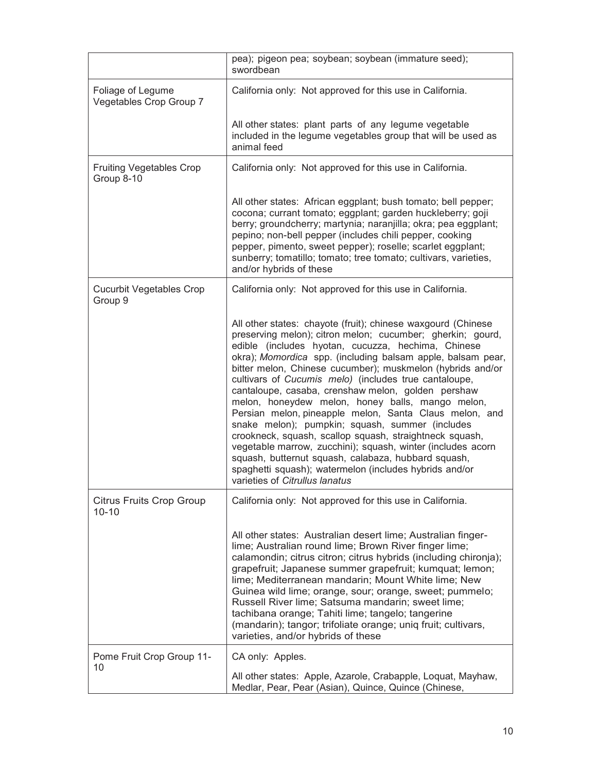| | |
|---|---|
| | pea); pigeon pea; soybean; soybean (immature seed); swordbean |
| Foliage of Legume Vegetables Crop Group 7 | California only: Not approved for this use in California.<br><br>All other states: plant parts of any legume vegetable included in the legume vegetables group that will be used as animal feed |
| Fruiting Vegetables Crop Group 8-10 | California only: Not approved for this use in California.<br><br>All other states: African eggplant; bush tomato; bell pepper; cocona; currant tomato; eggplant; garden huckleberry; goji berry; groundcherry; martynia; naranjilla; okra; pea eggplant; pepino; non-bell pepper (includes chili pepper, cooking pepper, pimento, sweet pepper); roselle; scarlet eggplant; sunberry; tomatillo; tomato; tree tomato; cultivars, varieties, and/or hybrids of these |
| Cucurbit Vegetables Crop Group 9 | California only: Not approved for this use in California.<br><br>All other states: chayote (fruit); chinese waxgourd (Chinese preserving melon); citron melon; cucumber; gherkin; gourd, edible (includes hyotan, cucuzza, hechima, Chinese okra); *Momordica* spp. (including balsam apple, balsam pear, bitter melon, Chinese cucumber); muskmelon (hybrids and/or cultivars of *Cucumis melo)* (includes true cantaloupe, cantaloupe, casaba, crenshaw melon, golden pershaw melon, honeydew melon, honey balls, mango melon, Persian melon, pineapple melon, Santa Claus melon, and snake melon); pumpkin; squash, summer (includes crookneck, squash, scallop squash, straightneck squash, vegetable marrow, zucchini); squash, winter (includes acorn squash, butternut squash, calabaza, hubbard squash, spaghetti squash); watermelon (includes hybrids and/or varieties of *Citrullus lanatus* |
| Citrus Fruits Crop Group 10-10 | California only: Not approved for this use in California.<br><br>All other states: Australian desert lime; Australian finger-lime; Australian round lime; Brown River finger lime; calamondin; citrus citron; citrus hybrids (including chironja); grapefruit; Japanese summer grapefruit; kumquat; lemon; lime; Mediterranean mandarin; Mount White lime; New Guinea wild lime; orange, sour; orange, sweet; pummelo; Russell River lime; Satsuma mandarin; sweet lime; tachibana orange; Tahiti lime; tangelo; tangerine (mandarin); tangor; trifoliate orange; uniq fruit; cultivars, varieties, and/or hybrids of these |
| Pome Fruit Crop Group 11-10 | CA only: Apples.<br><br>All other states: Apple, Azarole, Crabapple, Loquat, Mayhaw, Medlar, Pear, Pear (Asian), Quince, Quince (Chinese, |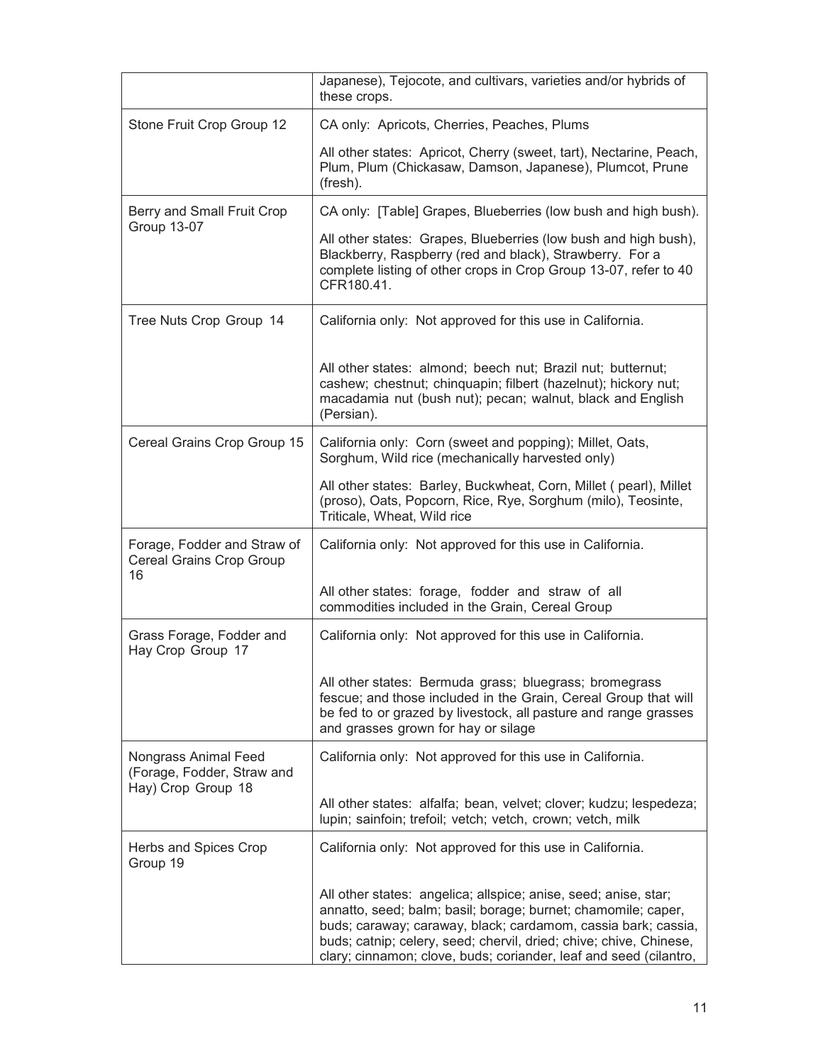| | |
|---|---|
| | Japanese), Tejocote, and cultivars, varieties and/or hybrids of these crops. |
| Stone Fruit Crop Group 12 | CA only: Apricots, Cherries, Peaches, Plums<br><br>All other states: Apricot, Cherry (sweet, tart), Nectarine, Peach, Plum, Plum (Chickasaw, Damson, Japanese), Plumcot, Prune (fresh). |
| Berry and Small Fruit Crop Group 13-07 | CA only: [Table] Grapes, Blueberries (low bush and high bush).<br><br>All other states: Grapes, Blueberries (low bush and high bush), Blackberry, Raspberry (red and black), Strawberry. For a complete listing of other crops in Crop Group 13-07, refer to 40 CFR180.41. |
| Tree Nuts Crop Group 14 | California only: Not approved for this use in California.<br><br>All other states: almond; beech nut; Brazil nut; butternut; cashew; chestnut; chinquapin; filbert (hazelnut); hickory nut; macadamia nut (bush nut); pecan; walnut, black and English (Persian). |
| Cereal Grains Crop Group 15 | California only: Corn (sweet and popping); Millet, Oats, Sorghum, Wild rice (mechanically harvested only)<br><br>All other states: Barley, Buckwheat, Corn, Millet ( pearl), Millet (proso), Oats, Popcorn, Rice, Rye, Sorghum (milo), Teosinte, Triticale, Wheat, Wild rice |
| Forage, Fodder and Straw of Cereal Grains Crop Group 16 | California only: Not approved for this use in California.<br><br>All other states: forage, fodder and straw of all commodities included in the Grain, Cereal Group |
| Grass Forage, Fodder and Hay Crop Group 17 | California only: Not approved for this use in California.<br><br>All other states: Bermuda grass; bluegrass; bromegrass fescue; and those included in the Grain, Cereal Group that will be fed to or grazed by livestock, all pasture and range grasses and grasses grown for hay or silage |
| Nongrass Animal Feed (Forage, Fodder, Straw and Hay) Crop Group 18 | California only: Not approved for this use in California.<br><br>All other states: alfalfa; bean, velvet; clover; kudzu; lespedeza; lupin; sainfoin; trefoil; vetch; vetch, crown; vetch, milk |
| Herbs and Spices Crop Group 19 | California only: Not approved for this use in California.<br><br>All other states: angelica; allspice; anise, seed; anise, star; annatto, seed; balm; basil; borage; burnet; chamomile; caper, buds; caraway; caraway, black; cardamom, cassia bark; cassia, buds; catnip; celery, seed; chervil, dried; chive; chive, Chinese, clary; cinnamon; clove, buds; coriander, leaf and seed (cilantro, |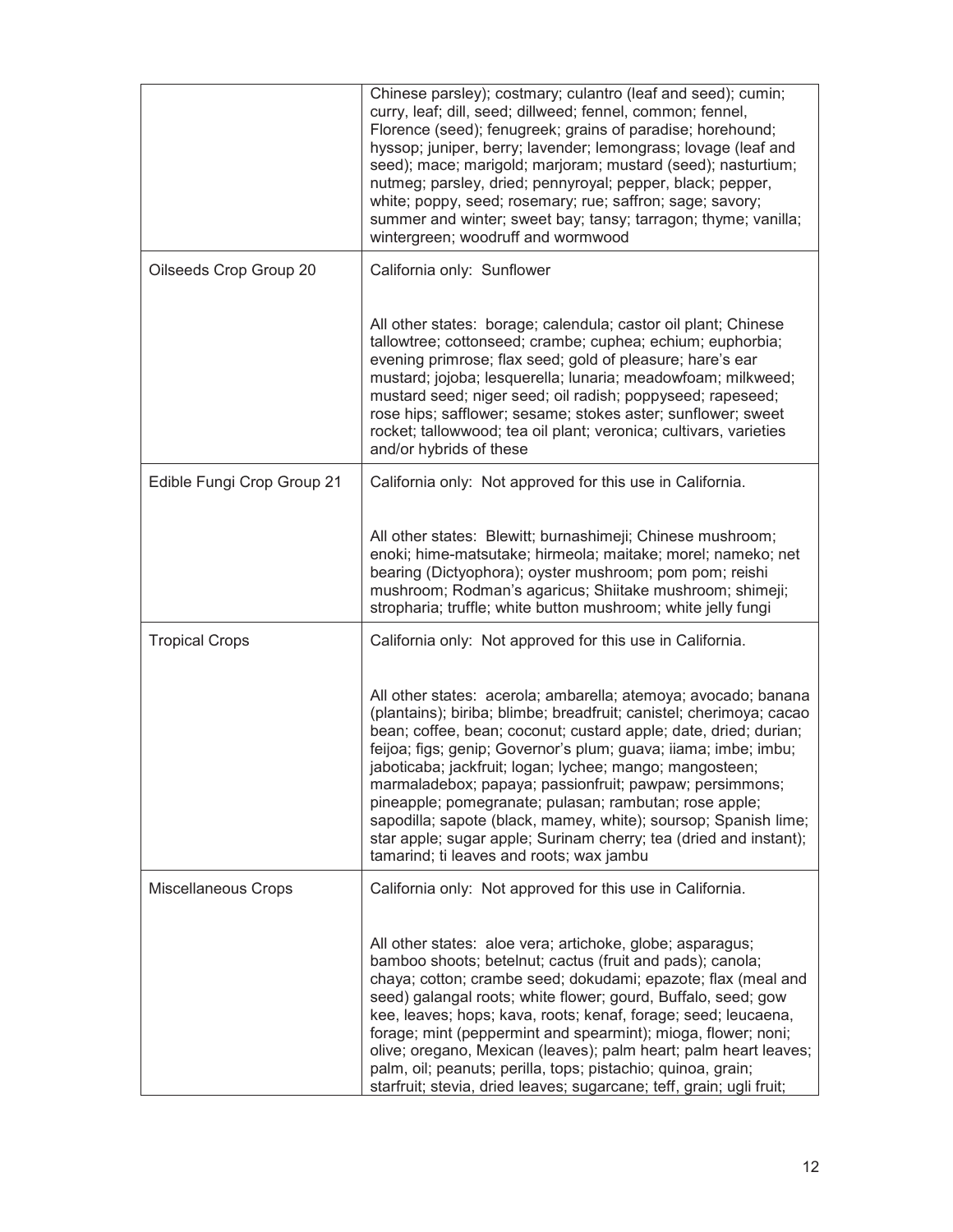| | |
|---|---|
| | Chinese parsley); costmary; culantro (leaf and seed); cumin; curry, leaf; dill, seed; dillweed; fennel, common; fennel, Florence (seed); fenugreek; grains of paradise; horehound; hyssop; juniper, berry; lavender; lemongrass; lovage (leaf and seed); mace; marigold; marjoram; mustard (seed); nasturtium; nutmeg; parsley, dried; pennyroyal; pepper, black; pepper, white; poppy, seed; rosemary; rue; saffron; sage; savory; summer and winter; sweet bay; tansy; tarragon; thyme; vanilla; wintergreen; woodruff and wormwood |
| Oilseeds Crop Group 20 | California only: Sunflower<br><br>All other states: borage; calendula; castor oil plant; Chinese tallowtree; cottonseed; crambe; cuphea; echium; euphorbia; evening primrose; flax seed; gold of pleasure; hare's ear mustard; jojoba; lesquerella; lunaria; meadowfoam; milkweed; mustard seed; niger seed; oil radish; poppyseed; rapeseed; rose hips; safflower; sesame; stokes aster; sunflower; sweet rocket; tallowwood; tea oil plant; veronica; cultivars, varieties and/or hybrids of these |
| Edible Fungi Crop Group 21 | California only: Not approved for this use in California.<br><br>All other states: Blewitt; burnashimeji; Chinese mushroom; enoki; hime-matsutake; hirmeola; maitake; morel; nameko; net bearing (Dictyophora); oyster mushroom; pom pom; reishi mushroom; Rodman's agaricus; Shiitake mushroom; shimeji; stropharia; truffle; white button mushroom; white jelly fungi |
| Tropical Crops | California only: Not approved for this use in California.<br><br>All other states: acerola; ambarella; atemoya; avocado; banana (plantains); biriba; blimbe; breadfruit; canistel; cherimoya; cacao bean; coffee, bean; coconut; custard apple; date, dried; durian; feijoa; figs; genip; Governor's plum; guava; iiama; imbe; imbu; jaboticaba; jackfruit; logan; lychee; mango; mangosteen; marmaladebox; papaya; passionfruit; pawpaw; persimmons; pineapple; pomegranate; pulasan; rambutan; rose apple; sapodilla; sapote (black, mamey, white); soursop; Spanish lime; star apple; sugar apple; Surinam cherry; tea (dried and instant); tamarind; ti leaves and roots; wax jambu |
| Miscellaneous Crops | California only: Not approved for this use in California.<br><br>All other states: aloe vera; artichoke, globe; asparagus; bamboo shoots; betelnut; cactus (fruit and pads); canola; chaya; cotton; crambe seed; dokudami; epazote; flax (meal and seed) galangal roots; white flower; gourd, Buffalo, seed; gow kee, leaves; hops; kava, roots; kenaf, forage; seed; leucaena, forage; mint (peppermint and spearmint); mioga, flower; noni; olive; oregano, Mexican (leaves); palm heart; palm heart leaves; palm, oil; peanuts; perilla, tops; pistachio; quinoa, grain; starfruit; stevia, dried leaves; sugarcane; teff, grain; ugli fruit; |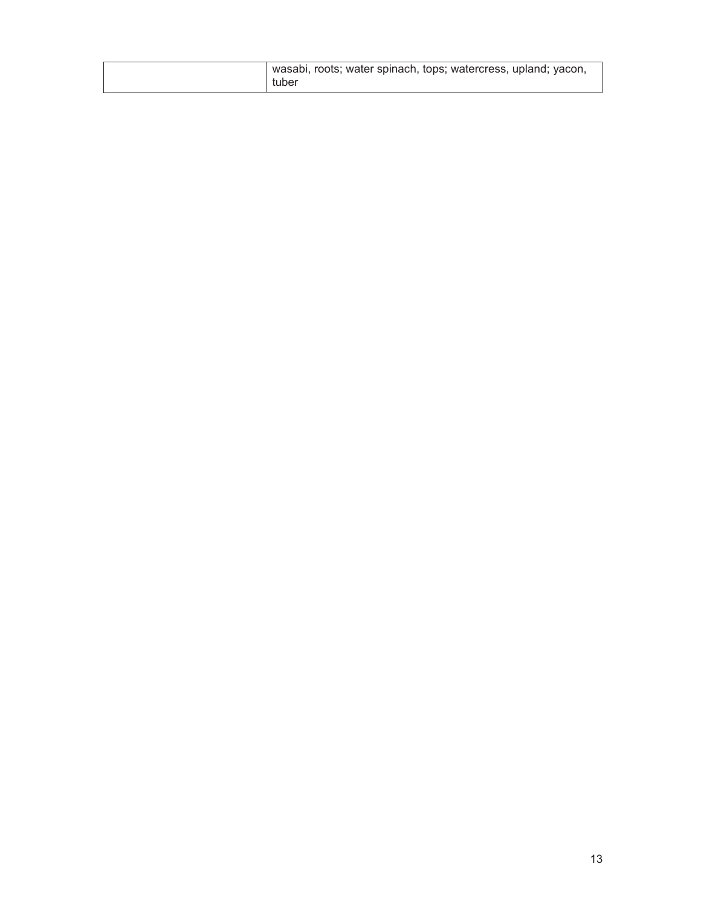| | |
|---|---|
| | wasabi, roots; water spinach, tops; watercress, upland; yacon, tuber |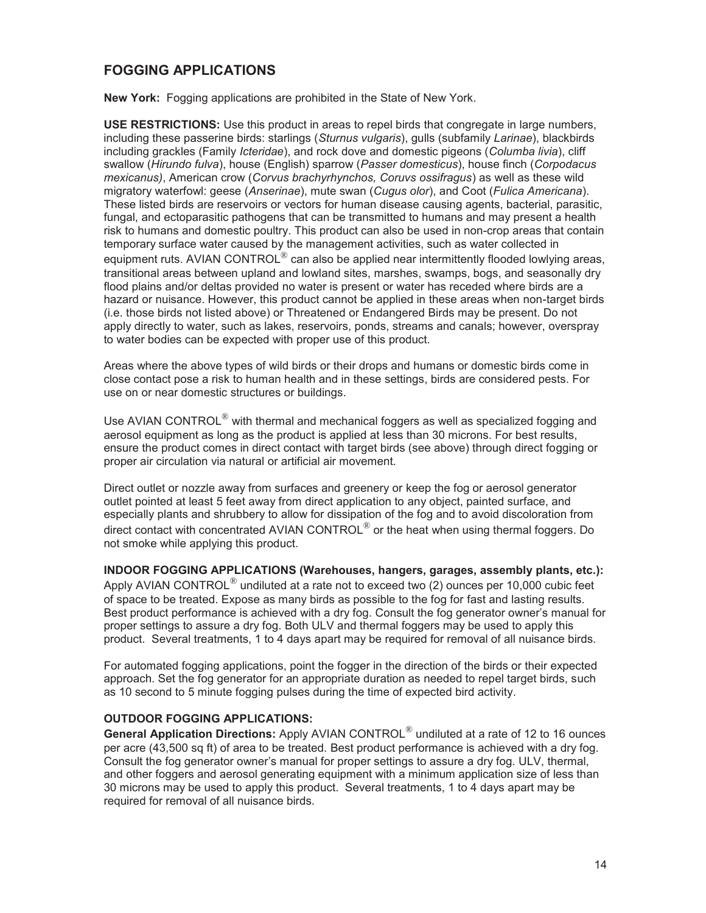## FOGGING APPLICATIONS

**New York:** Fogging applications are prohibited in the State of New York.

**USE RESTRICTIONS:** Use this product in areas to repel birds that congregate in large numbers, including these passerine birds: starlings (*Sturnus vulgaris*), gulls (subfamily *Larinae*), blackbirds including grackles (Family *Icteridae*), and rock dove and domestic pigeons (*Columba livia*), cliff swallow (*Hirundo fulva*), house (English) sparrow (*Passer domesticus*), house finch (*Corpodacus mexicanus)*, American crow (*Corvus brachyrhynchos, Coruvs ossifragus*) as well as these wild migratory waterfowl: geese (*Anserinae*), mute swan (*Cugus olor*), and Coot (*Fulica Americana*). These listed birds are reservoirs or vectors for human disease causing agents, bacterial, parasitic, fungal, and ectoparasitic pathogens that can be transmitted to humans and may present a health risk to humans and domestic poultry. This product can also be used in non-crop areas that contain temporary surface water caused by the management activities, such as water collected in equipment ruts. AVIAN CONTROL® can also be applied near intermittently flooded lowlying areas, transitional areas between upland and lowland sites, marshes, swamps, bogs, and seasonally dry flood plains and/or deltas provided no water is present or water has receded where birds are a hazard or nuisance. However, this product cannot be applied in these areas when non-target birds (i.e. those birds not listed above) or Threatened or Endangered Birds may be present. Do not apply directly to water, such as lakes, reservoirs, ponds, streams and canals; however, overspray to water bodies can be expected with proper use of this product.

Areas where the above types of wild birds or their drops and humans or domestic birds come in close contact pose a risk to human health and in these settings, birds are considered pests. For use on or near domestic structures or buildings.

Use AVIAN CONTROL® with thermal and mechanical foggers as well as specialized fogging and aerosol equipment as long as the product is applied at less than 30 microns. For best results, ensure the product comes in direct contact with target birds (see above) through direct fogging or proper air circulation via natural or artificial air movement.

Direct outlet or nozzle away from surfaces and greenery or keep the fog or aerosol generator outlet pointed at least 5 feet away from direct application to any object, painted surface, and especially plants and shrubbery to allow for dissipation of the fog and to avoid discoloration from direct contact with concentrated AVIAN CONTROL® or the heat when using thermal foggers. Do not smoke while applying this product.

**INDOOR FOGGING APPLICATIONS (Warehouses, hangers, garages, assembly plants, etc.):** Apply AVIAN CONTROL® undiluted at a rate not to exceed two (2) ounces per 10,000 cubic feet of space to be treated. Expose as many birds as possible to the fog for fast and lasting results. Best product performance is achieved with a dry fog. Consult the fog generator owner's manual for proper settings to assure a dry fog. Both ULV and thermal foggers may be used to apply this product. Several treatments, 1 to 4 days apart may be required for removal of all nuisance birds.

For automated fogging applications, point the fogger in the direction of the birds or their expected approach. Set the fog generator for an appropriate duration as needed to repel target birds, such as 10 second to 5 minute fogging pulses during the time of expected bird activity.

**OUTDOOR FOGGING APPLICATIONS:**

**General Application Directions:** Apply AVIAN CONTROL® undiluted at a rate of 12 to 16 ounces per acre (43,500 sq ft) of area to be treated. Best product performance is achieved with a dry fog. Consult the fog generator owner's manual for proper settings to assure a dry fog. ULV, thermal, and other foggers and aerosol generating equipment with a minimum application size of less than 30 microns may be used to apply this product. Several treatments, 1 to 4 days apart may be required for removal of all nuisance birds.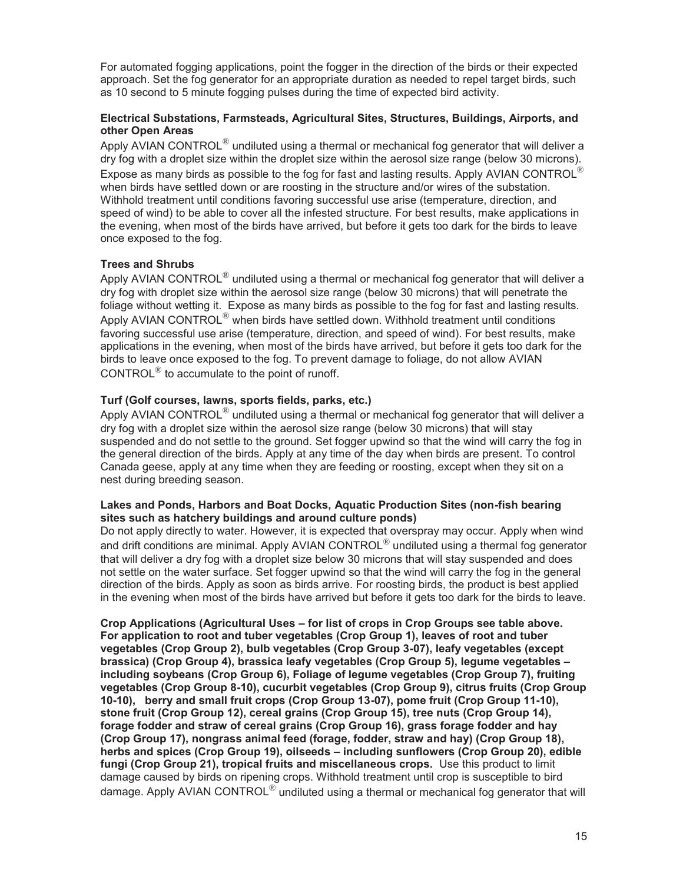For automated fogging applications, point the fogger in the direction of the birds or their expected approach. Set the fog generator for an appropriate duration as needed to repel target birds, such as 10 second to 5 minute fogging pulses during the time of expected bird activity.

**Electrical Substations, Farmsteads, Agricultural Sites, Structures, Buildings, Airports, and other Open Areas**

Apply AVIAN CONTROL® undiluted using a thermal or mechanical fog generator that will deliver a dry fog with a droplet size within the droplet size within the aerosol size range (below 30 microns). Expose as many birds as possible to the fog for fast and lasting results. Apply AVIAN CONTROL® when birds have settled down or are roosting in the structure and/or wires of the substation. Withhold treatment until conditions favoring successful use arise (temperature, direction, and speed of wind) to be able to cover all the infested structure. For best results, make applications in the evening, when most of the birds have arrived, but before it gets too dark for the birds to leave once exposed to the fog.

**Trees and Shrubs**

Apply AVIAN CONTROL® undiluted using a thermal or mechanical fog generator that will deliver a dry fog with droplet size within the aerosol size range (below 30 microns) that will penetrate the foliage without wetting it. Expose as many birds as possible to the fog for fast and lasting results. Apply AVIAN CONTROL® when birds have settled down. Withhold treatment until conditions favoring successful use arise (temperature, direction, and speed of wind). For best results, make applications in the evening, when most of the birds have arrived, but before it gets too dark for the birds to leave once exposed to the fog. To prevent damage to foliage, do not allow AVIAN CONTROL® to accumulate to the point of runoff.

**Turf (Golf courses, lawns, sports fields, parks, etc.)**

Apply AVIAN CONTROL® undiluted using a thermal or mechanical fog generator that will deliver a dry fog with a droplet size within the aerosol size range (below 30 microns) that will stay suspended and do not settle to the ground. Set fogger upwind so that the wind will carry the fog in the general direction of the birds. Apply at any time of the day when birds are present. To control Canada geese, apply at any time when they are feeding or roosting, except when they sit on a nest during breeding season.

**Lakes and Ponds, Harbors and Boat Docks, Aquatic Production Sites (non-fish bearing sites such as hatchery buildings and around culture ponds)**

Do not apply directly to water. However, it is expected that overspray may occur. Apply when wind and drift conditions are minimal. Apply AVIAN CONTROL® undiluted using a thermal fog generator that will deliver a dry fog with a droplet size below 30 microns that will stay suspended and does not settle on the water surface. Set fogger upwind so that the wind will carry the fog in the general direction of the birds. Apply as soon as birds arrive. For roosting birds, the product is best applied in the evening when most of the birds have arrived but before it gets too dark for the birds to leave.

**Crop Applications (Agricultural Uses – for list of crops in Crop Groups see table above. For application to root and tuber vegetables (Crop Group 1), leaves of root and tuber vegetables (Crop Group 2), bulb vegetables (Crop Group 3-07), leafy vegetables (except brassica) (Crop Group 4), brassica leafy vegetables (Crop Group 5), legume vegetables – including soybeans (Crop Group 6), Foliage of legume vegetables (Crop Group 7), fruiting vegetables (Crop Group 8-10), cucurbit vegetables (Crop Group 9), citrus fruits (Crop Group 10-10), berry and small fruit crops (Crop Group 13-07), pome fruit (Crop Group 11-10), stone fruit (Crop Group 12), cereal grains (Crop Group 15), tree nuts (Crop Group 14), forage fodder and straw of cereal grains (Crop Group 16), grass forage fodder and hay (Crop Group 17), nongrass animal feed (forage, fodder, straw and hay) (Crop Group 18), herbs and spices (Crop Group 19), oilseeds – including sunflowers (Crop Group 20), edible fungi (Crop Group 21), tropical fruits and miscellaneous crops.** Use this product to limit damage caused by birds on ripening crops. Withhold treatment until crop is susceptible to bird damage. Apply AVIAN CONTROL® undiluted using a thermal or mechanical fog generator that will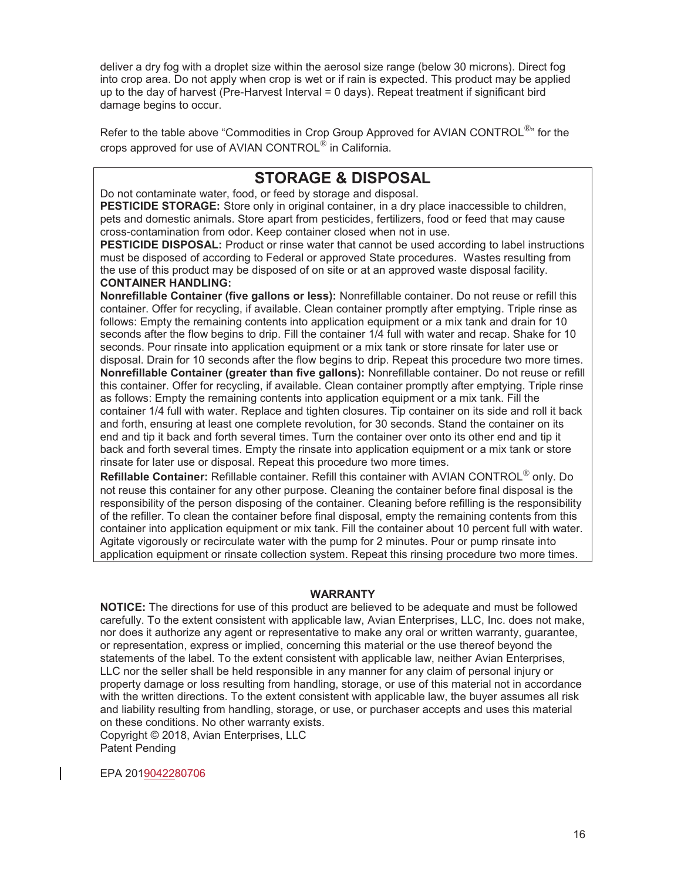deliver a dry fog with a droplet size within the aerosol size range (below 30 microns). Direct fog into crop area. Do not apply when crop is wet or if rain is expected. This product may be applied up to the day of harvest (Pre-Harvest Interval = 0 days). Repeat treatment if significant bird damage begins to occur.

Refer to the table above "Commodities in Crop Group Approved for AVIAN CONTROL®" for the crops approved for use of AVIAN CONTROL® in California.

## STORAGE & DISPOSAL

Do not contaminate water, food, or feed by storage and disposal.

**PESTICIDE STORAGE:** Store only in original container, in a dry place inaccessible to children, pets and domestic animals. Store apart from pesticides, fertilizers, food or feed that may cause cross-contamination from odor. Keep container closed when not in use.

**PESTICIDE DISPOSAL:** Product or rinse water that cannot be used according to label instructions must be disposed of according to Federal or approved State procedures. Wastes resulting from the use of this product may be disposed of on site or at an approved waste disposal facility.

**CONTAINER HANDLING:**

**Nonrefillable Container (five gallons or less):** Nonrefillable container. Do not reuse or refill this container. Offer for recycling, if available. Clean container promptly after emptying. Triple rinse as follows: Empty the remaining contents into application equipment or a mix tank and drain for 10 seconds after the flow begins to drip. Fill the container 1/4 full with water and recap. Shake for 10 seconds. Pour rinsate into application equipment or a mix tank or store rinsate for later use or disposal. Drain for 10 seconds after the flow begins to drip. Repeat this procedure two more times.

**Nonrefillable Container (greater than five gallons):** Nonrefillable container. Do not reuse or refill this container. Offer for recycling, if available. Clean container promptly after emptying. Triple rinse as follows: Empty the remaining contents into application equipment or a mix tank. Fill the container 1/4 full with water. Replace and tighten closures. Tip container on its side and roll it back and forth, ensuring at least one complete revolution, for 30 seconds. Stand the container on its end and tip it back and forth several times. Turn the container over onto its other end and tip it back and forth several times. Empty the rinsate into application equipment or a mix tank or store rinsate for later use or disposal. Repeat this procedure two more times.

**Refillable Container:** Refillable container. Refill this container with AVIAN CONTROL® only. Do not reuse this container for any other purpose. Cleaning the container before final disposal is the responsibility of the person disposing of the container. Cleaning before refilling is the responsibility of the refiller. To clean the container before final disposal, empty the remaining contents from this container into application equipment or mix tank. Fill the container about 10 percent full with water. Agitate vigorously or recirculate water with the pump for 2 minutes. Pour or pump rinsate into application equipment or rinsate collection system. Repeat this rinsing procedure two more times.

### WARRANTY

**NOTICE:** The directions for use of this product are believed to be adequate and must be followed carefully. To the extent consistent with applicable law, Avian Enterprises, LLC, Inc. does not make, nor does it authorize any agent or representative to make any oral or written warranty, guarantee, or representation, express or implied, concerning this material or the use thereof beyond the statements of the label. To the extent consistent with applicable law, neither Avian Enterprises, LLC nor the seller shall be held responsible in any manner for any claim of personal injury or property damage or loss resulting from handling, storage, or use of this material not in accordance with the written directions. To the extent consistent with applicable law, the buyer assumes all risk and liability resulting from handling, storage, or use, or purchaser accepts and uses this material on these conditions. No other warranty exists.

Copyright © 2018, Avian Enterprises, LLC

Patent Pending

EPA 20190422~~80706~~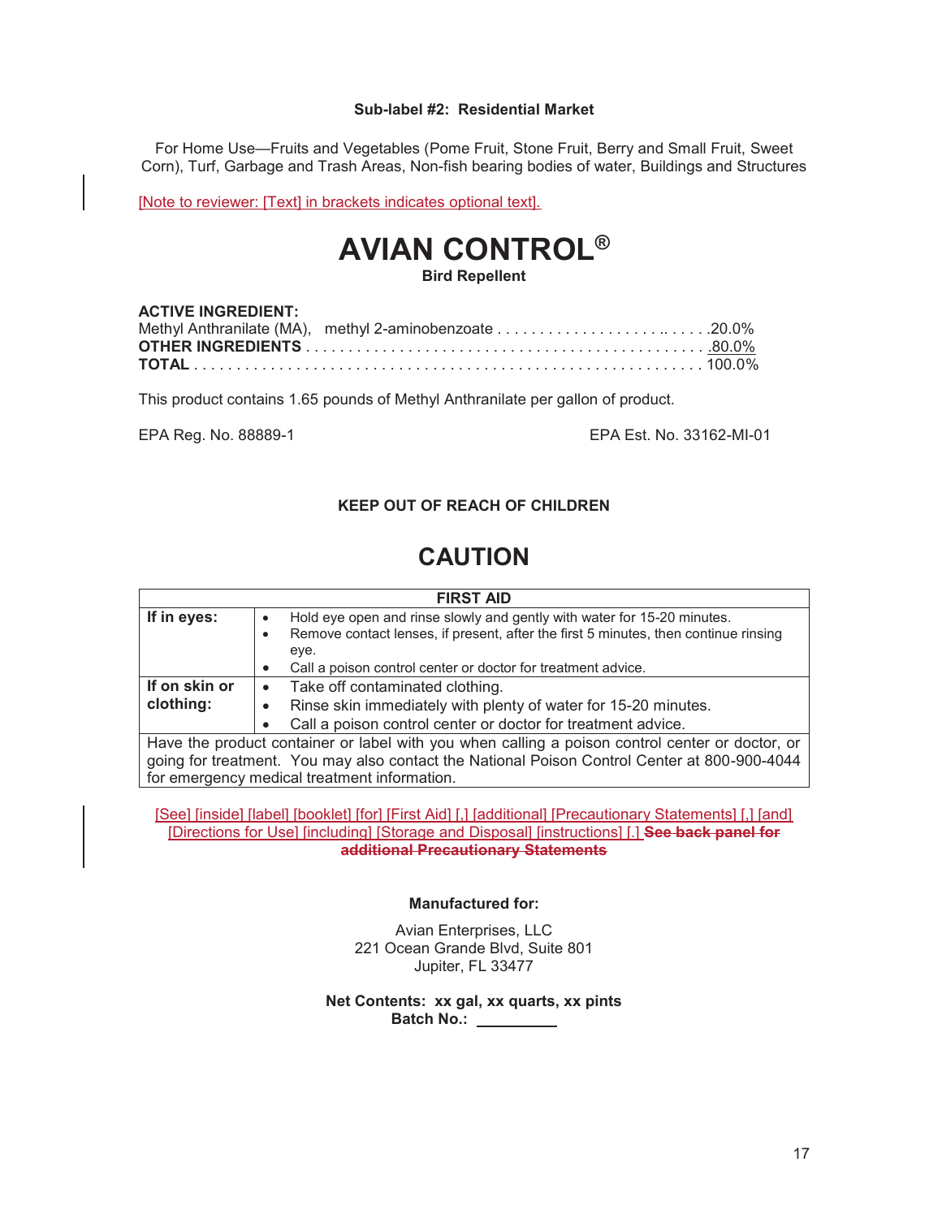**Sub-label #2: Residential Market**

For Home Use—Fruits and Vegetables (Pome Fruit, Stone Fruit, Berry and Small Fruit, Sweet Corn), Turf, Garbage and Trash Areas, Non-fish bearing bodies of water, Buildings and Structures

[Note to reviewer: [Text] in brackets indicates optional text].

# AVIAN CONTROL®

**Bird Repellent**

**ACTIVE INGREDIENT:**
Methyl Anthranilate (MA), methyl 2-aminobenzoate .......................... 20.0%
**OTHER INGREDIENTS** ............................................. 80.0%
**TOTAL** ........................................................ 100.0%

This product contains 1.65 pounds of Methyl Anthranilate per gallon of product.

EPA Reg. No. 88889-1 EPA Est. No. 33162-MI-01

**KEEP OUT OF REACH OF CHILDREN**

## CAUTION

| FIRST AID | |
|---|---|
| **If in eyes:** | • Hold eye open and rinse slowly and gently with water for 15-20 minutes.<br>• Remove contact lenses, if present, after the first 5 minutes, then continue rinsing eye.<br>• Call a poison control center or doctor for treatment advice. |
| **If on skin or clothing:** | • Take off contaminated clothing.<br>• Rinse skin immediately with plenty of water for 15-20 minutes.<br>• Call a poison control center or doctor for treatment advice. |
| Have the product container or label with you when calling a poison control center or doctor, or going for treatment. You may also contact the National Poison Control Center at 800-900-4044 for emergency medical treatment information. | |

[See] [inside] [label] [booklet] [for] [First Aid] [,] [additional] [Precautionary Statements] [,] [and] [Directions for Use] [including] [Storage and Disposal] [instructions] [.] ~~**See back panel for additional Precautionary Statements**~~

**Manufactured for:**

Avian Enterprises, LLC
221 Ocean Grande Blvd, Suite 801
Jupiter, FL 33477

**Net Contents: xx gal, xx quarts, xx pints**
**Batch No.: \_\_\_\_\_\_\_\_\_\_**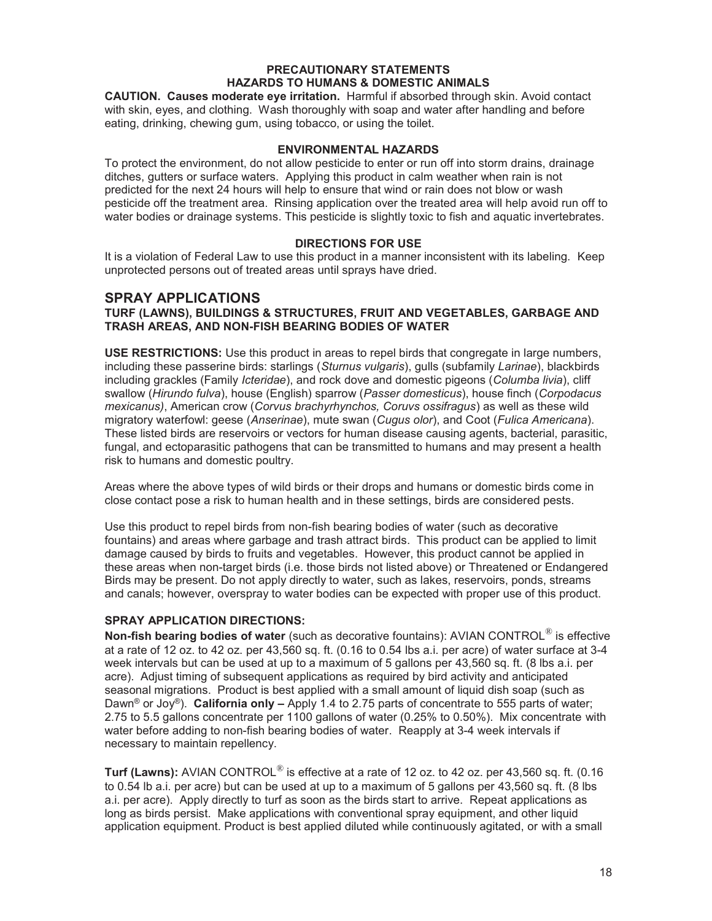**PRECAUTIONARY STATEMENTS**
**HAZARDS TO HUMANS & DOMESTIC ANIMALS**

**CAUTION. Causes moderate eye irritation.** Harmful if absorbed through skin. Avoid contact with skin, eyes, and clothing. Wash thoroughly with soap and water after handling and before eating, drinking, chewing gum, using tobacco, or using the toilet.

**ENVIRONMENTAL HAZARDS**

To protect the environment, do not allow pesticide to enter or run off into storm drains, drainage ditches, gutters or surface waters. Applying this product in calm weather when rain is not predicted for the next 24 hours will help to ensure that wind or rain does not blow or wash pesticide off the treatment area. Rinsing application over the treated area will help avoid run off to water bodies or drainage systems. This pesticide is slightly toxic to fish and aquatic invertebrates.

**DIRECTIONS FOR USE**

It is a violation of Federal Law to use this product in a manner inconsistent with its labeling. Keep unprotected persons out of treated areas until sprays have dried.

## SPRAY APPLICATIONS

### TURF (LAWNS), BUILDINGS & STRUCTURES, FRUIT AND VEGETABLES, GARBAGE AND TRASH AREAS, AND NON-FISH BEARING BODIES OF WATER

**USE RESTRICTIONS:** Use this product in areas to repel birds that congregate in large numbers, including these passerine birds: starlings (*Sturnus vulgaris*), gulls (subfamily *Larinae*), blackbirds including grackles (Family *Icteridae*), and rock dove and domestic pigeons (*Columba livia*), cliff swallow (*Hirundo fulva*), house (English) sparrow (*Passer domesticus*), house finch (*Corpodacus mexicanus)*, American crow (*Corvus brachyrhynchos, Coruvs ossifragus*) as well as these wild migratory waterfowl: geese (*Anserinae*), mute swan (*Cugus olor*), and Coot (*Fulica Americana*). These listed birds are reservoirs or vectors for human disease causing agents, bacterial, parasitic, fungal, and ectoparasitic pathogens that can be transmitted to humans and may present a health risk to humans and domestic poultry.

Areas where the above types of wild birds or their drops and humans or domestic birds come in close contact pose a risk to human health and in these settings, birds are considered pests.

Use this product to repel birds from non-fish bearing bodies of water (such as decorative fountains) and areas where garbage and trash attract birds. This product can be applied to limit damage caused by birds to fruits and vegetables. However, this product cannot be applied in these areas when non-target birds (i.e. those birds not listed above) or Threatened or Endangered Birds may be present. Do not apply directly to water, such as lakes, reservoirs, ponds, streams and canals; however, overspray to water bodies can be expected with proper use of this product.

**SPRAY APPLICATION DIRECTIONS:**

**Non-fish bearing bodies of water** (such as decorative fountains): AVIAN CONTROL® is effective at a rate of 12 oz. to 42 oz. per 43,560 sq. ft. (0.16 to 0.54 lbs a.i. per acre) of water surface at 3-4 week intervals but can be used at up to a maximum of 5 gallons per 43,560 sq. ft. (8 lbs a.i. per acre). Adjust timing of subsequent applications as required by bird activity and anticipated seasonal migrations. Product is best applied with a small amount of liquid dish soap (such as Dawn® or Joy®). **California only –** Apply 1.4 to 2.75 parts of concentrate to 555 parts of water; 2.75 to 5.5 gallons concentrate per 1100 gallons of water (0.25% to 0.50%). Mix concentrate with water before adding to non-fish bearing bodies of water. Reapply at 3-4 week intervals if necessary to maintain repellency.

**Turf (Lawns):** AVIAN CONTROL® is effective at a rate of 12 oz. to 42 oz. per 43,560 sq. ft. (0.16 to 0.54 lb a.i. per acre) but can be used at up to a maximum of 5 gallons per 43,560 sq. ft. (8 lbs a.i. per acre). Apply directly to turf as soon as the birds start to arrive. Repeat applications as long as birds persist. Make applications with conventional spray equipment, and other liquid application equipment. Product is best applied diluted while continuously agitated, or with a small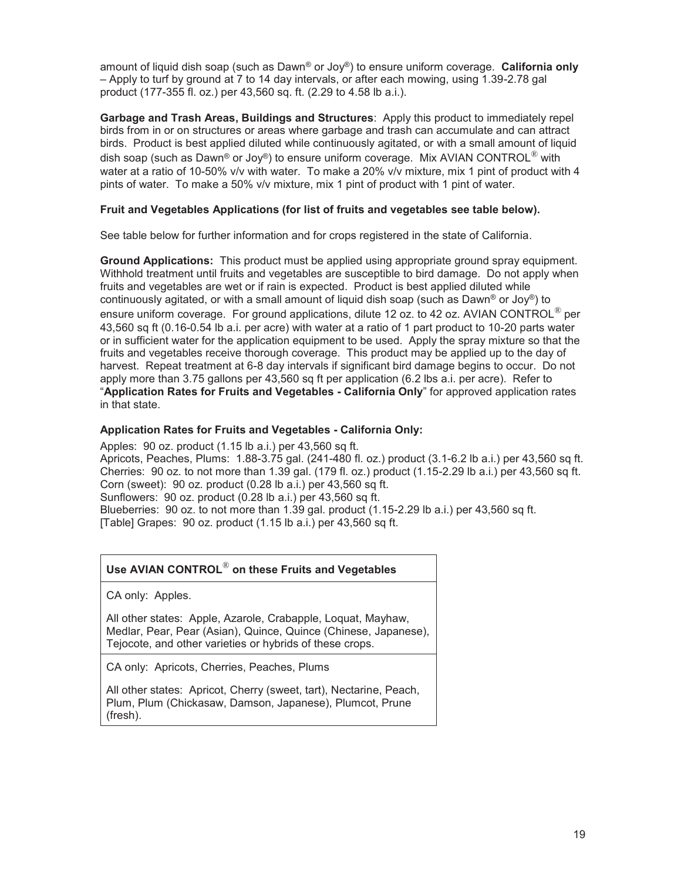amount of liquid dish soap (such as Dawn® or Joy®) to ensure uniform coverage. **California only** – Apply to turf by ground at 7 to 14 day intervals, or after each mowing, using 1.39-2.78 gal product (177-355 fl. oz.) per 43,560 sq. ft. (2.29 to 4.58 lb a.i.).

**Garbage and Trash Areas, Buildings and Structures**: Apply this product to immediately repel birds from in or on structures or areas where garbage and trash can accumulate and can attract birds. Product is best applied diluted while continuously agitated, or with a small amount of liquid dish soap (such as Dawn® or Joy®) to ensure uniform coverage. Mix AVIAN CONTROL® with water at a ratio of 10-50% v/v with water. To make a 20% v/v mixture, mix 1 pint of product with 4 pints of water. To make a 50% v/v mixture, mix 1 pint of product with 1 pint of water.

**Fruit and Vegetables Applications (for list of fruits and vegetables see table below).**

See table below for further information and for crops registered in the state of California.

**Ground Applications:** This product must be applied using appropriate ground spray equipment. Withhold treatment until fruits and vegetables are susceptible to bird damage. Do not apply when fruits and vegetables are wet or if rain is expected. Product is best applied diluted while continuously agitated, or with a small amount of liquid dish soap (such as Dawn® or Joy®) to ensure uniform coverage. For ground applications, dilute 12 oz. to 42 oz. AVIAN CONTROL® per 43,560 sq ft (0.16-0.54 lb a.i. per acre) with water at a ratio of 1 part product to 10-20 parts water or in sufficient water for the application equipment to be used. Apply the spray mixture so that the fruits and vegetables receive thorough coverage. This product may be applied up to the day of harvest. Repeat treatment at 6-8 day intervals if significant bird damage begins to occur. Do not apply more than 3.75 gallons per 43,560 sq ft per application (6.2 lbs a.i. per acre). Refer to "**Application Rates for Fruits and Vegetables - California Only**" for approved application rates in that state.

**Application Rates for Fruits and Vegetables - California Only:**

Apples: 90 oz. product (1.15 lb a.i.) per 43,560 sq ft.
Apricots, Peaches, Plums: 1.88-3.75 gal. (241-480 fl. oz.) product (3.1-6.2 lb a.i.) per 43,560 sq ft.
Cherries: 90 oz. to not more than 1.39 gal. (179 fl. oz.) product (1.15-2.29 lb a.i.) per 43,560 sq ft.
Corn (sweet): 90 oz. product (0.28 lb a.i.) per 43,560 sq ft.
Sunflowers: 90 oz. product (0.28 lb a.i.) per 43,560 sq ft.
Blueberries: 90 oz. to not more than 1.39 gal. product (1.15-2.29 lb a.i.) per 43,560 sq ft.
[Table] Grapes: 90 oz. product (1.15 lb a.i.) per 43,560 sq ft.

| Use AVIAN CONTROL® on these Fruits and Vegetables |
|---|
| CA only: Apples.<br><br>All other states: Apple, Azarole, Crabapple, Loquat, Mayhaw, Medlar, Pear, Pear (Asian), Quince, Quince (Chinese, Japanese), Tejocote, and other varieties or hybrids of these crops. |
| CA only: Apricots, Cherries, Peaches, Plums<br><br>All other states: Apricot, Cherry (sweet, tart), Nectarine, Peach, Plum, Plum (Chickasaw, Damson, Japanese), Plumcot, Prune (fresh). |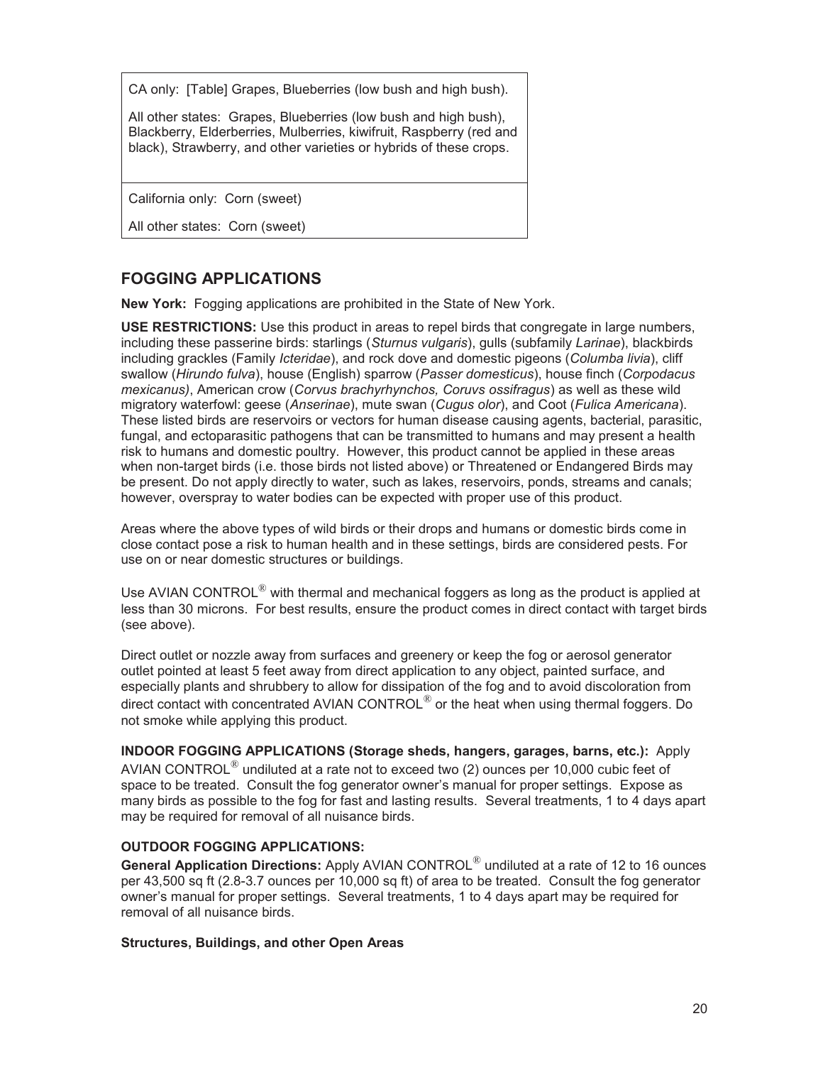| CA only: [Table] Grapes, Blueberries (low bush and high bush).<br><br>All other states: Grapes, Blueberries (low bush and high bush), Blackberry, Elderberries, Mulberries, kiwifruit, Raspberry (red and black), Strawberry, and other varieties or hybrids of these crops. |
|---|
| California only: Corn (sweet)<br><br>All other states: Corn (sweet) |

## FOGGING APPLICATIONS

**New York:** Fogging applications are prohibited in the State of New York.

**USE RESTRICTIONS:** Use this product in areas to repel birds that congregate in large numbers, including these passerine birds: starlings (*Sturnus vulgaris*), gulls (subfamily *Larinae*), blackbirds including grackles (Family *Icteridae*), and rock dove and domestic pigeons (*Columba livia*), cliff swallow (*Hirundo fulva*), house (English) sparrow (*Passer domesticus*), house finch (*Corpodacus mexicanus)*, American crow (*Corvus brachyrhynchos, Coruvs ossifragus*) as well as these wild migratory waterfowl: geese (*Anserinae*), mute swan (*Cugus olor*), and Coot (*Fulica Americana*). These listed birds are reservoirs or vectors for human disease causing agents, bacterial, parasitic, fungal, and ectoparasitic pathogens that can be transmitted to humans and may present a health risk to humans and domestic poultry. However, this product cannot be applied in these areas when non-target birds (i.e. those birds not listed above) or Threatened or Endangered Birds may be present. Do not apply directly to water, such as lakes, reservoirs, ponds, streams and canals; however, overspray to water bodies can be expected with proper use of this product.

Areas where the above types of wild birds or their drops and humans or domestic birds come in close contact pose a risk to human health and in these settings, birds are considered pests. For use on or near domestic structures or buildings.

Use AVIAN CONTROL® with thermal and mechanical foggers as long as the product is applied at less than 30 microns. For best results, ensure the product comes in direct contact with target birds (see above).

Direct outlet or nozzle away from surfaces and greenery or keep the fog or aerosol generator outlet pointed at least 5 feet away from direct application to any object, painted surface, and especially plants and shrubbery to allow for dissipation of the fog and to avoid discoloration from direct contact with concentrated AVIAN CONTROL® or the heat when using thermal foggers. Do not smoke while applying this product.

**INDOOR FOGGING APPLICATIONS (Storage sheds, hangers, garages, barns, etc.):** Apply AVIAN CONTROL® undiluted at a rate not to exceed two (2) ounces per 10,000 cubic feet of space to be treated. Consult the fog generator owner's manual for proper settings. Expose as many birds as possible to the fog for fast and lasting results. Several treatments, 1 to 4 days apart may be required for removal of all nuisance birds.

**OUTDOOR FOGGING APPLICATIONS:**

**General Application Directions:** Apply AVIAN CONTROL® undiluted at a rate of 12 to 16 ounces per 43,500 sq ft (2.8-3.7 ounces per 10,000 sq ft) of area to be treated. Consult the fog generator owner's manual for proper settings. Several treatments, 1 to 4 days apart may be required for removal of all nuisance birds.

**Structures, Buildings, and other Open Areas**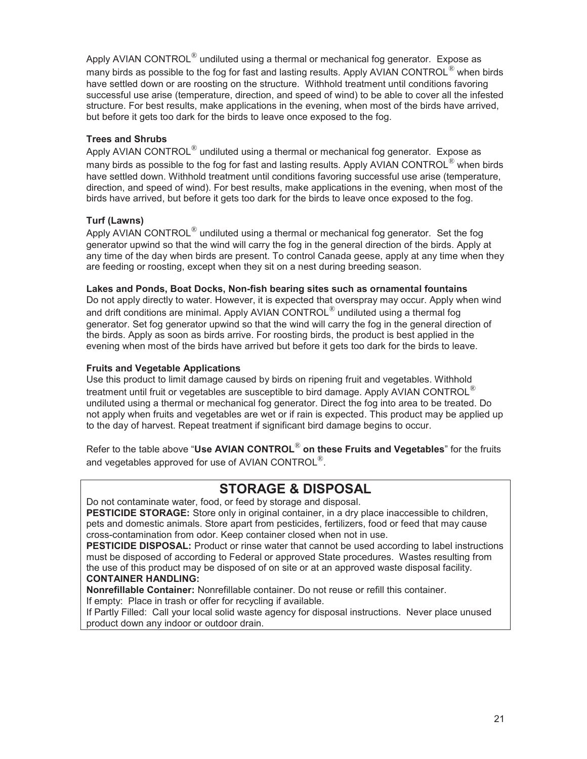Apply AVIAN CONTROL® undiluted using a thermal or mechanical fog generator. Expose as many birds as possible to the fog for fast and lasting results. Apply AVIAN CONTROL® when birds have settled down or are roosting on the structure. Withhold treatment until conditions favoring successful use arise (temperature, direction, and speed of wind) to be able to cover all the infested structure. For best results, make applications in the evening, when most of the birds have arrived, but before it gets too dark for the birds to leave once exposed to the fog.

**Trees and Shrubs**

Apply AVIAN CONTROL® undiluted using a thermal or mechanical fog generator. Expose as many birds as possible to the fog for fast and lasting results. Apply AVIAN CONTROL® when birds have settled down. Withhold treatment until conditions favoring successful use arise (temperature, direction, and speed of wind). For best results, make applications in the evening, when most of the birds have arrived, but before it gets too dark for the birds to leave once exposed to the fog.

**Turf (Lawns)**

Apply AVIAN CONTROL® undiluted using a thermal or mechanical fog generator. Set the fog generator upwind so that the wind will carry the fog in the general direction of the birds. Apply at any time of the day when birds are present. To control Canada geese, apply at any time when they are feeding or roosting, except when they sit on a nest during breeding season.

**Lakes and Ponds, Boat Docks, Non-fish bearing sites such as ornamental fountains**

Do not apply directly to water. However, it is expected that overspray may occur. Apply when wind and drift conditions are minimal. Apply AVIAN CONTROL® undiluted using a thermal fog generator. Set fog generator upwind so that the wind will carry the fog in the general direction of the birds. Apply as soon as birds arrive. For roosting birds, the product is best applied in the evening when most of the birds have arrived but before it gets too dark for the birds to leave.

**Fruits and Vegetable Applications**

Use this product to limit damage caused by birds on ripening fruit and vegetables. Withhold treatment until fruit or vegetables are susceptible to bird damage. Apply AVIAN CONTROL® undiluted using a thermal or mechanical fog generator. Direct the fog into area to be treated. Do not apply when fruits and vegetables are wet or if rain is expected. This product may be applied up to the day of harvest. Repeat treatment if significant bird damage begins to occur.

Refer to the table above "**Use AVIAN CONTROL® on these Fruits and Vegetables**" for the fruits and vegetables approved for use of AVIAN CONTROL®.

## STORAGE & DISPOSAL

Do not contaminate water, food, or feed by storage and disposal.

**PESTICIDE STORAGE:** Store only in original container, in a dry place inaccessible to children, pets and domestic animals. Store apart from pesticides, fertilizers, food or feed that may cause cross-contamination from odor. Keep container closed when not in use.

**PESTICIDE DISPOSAL:** Product or rinse water that cannot be used according to label instructions must be disposed of according to Federal or approved State procedures. Wastes resulting from the use of this product may be disposed of on site or at an approved waste disposal facility.

**CONTAINER HANDLING:**

**Nonrefillable Container:** Nonrefillable container. Do not reuse or refill this container.
If empty: Place in trash or offer for recycling if available.
If Partly Filled: Call your local solid waste agency for disposal instructions. Never place unused product down any indoor or outdoor drain.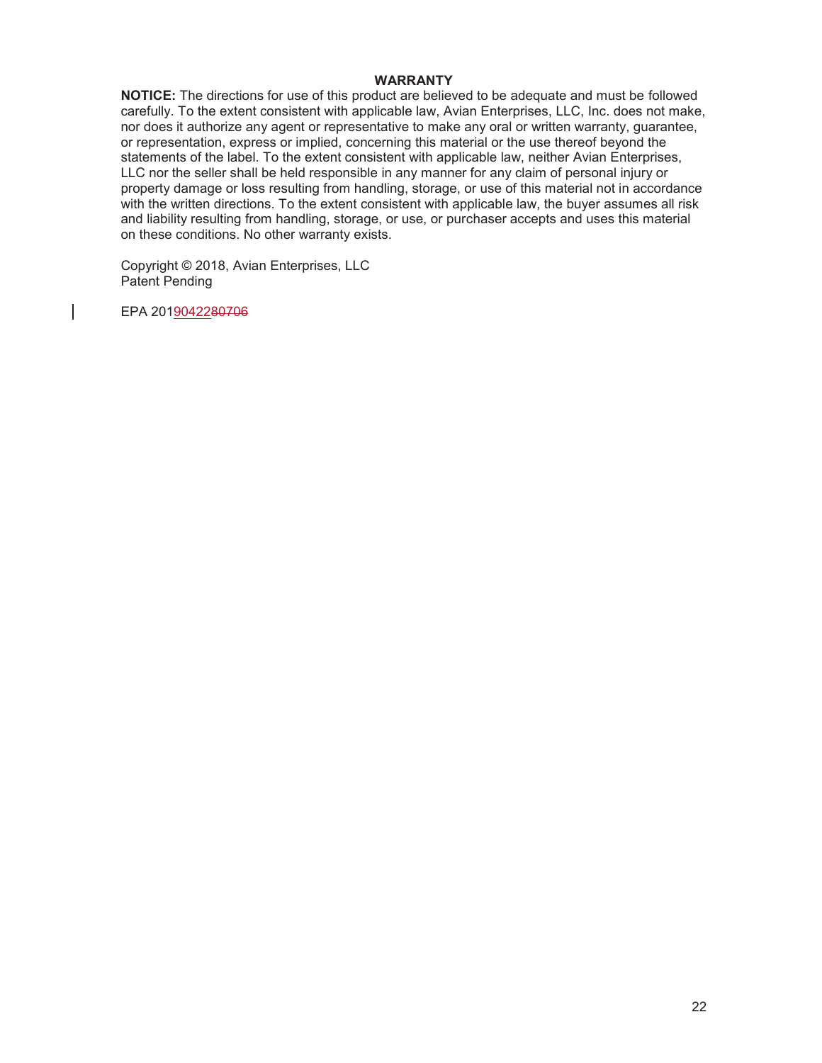**WARRANTY**

**NOTICE:** The directions for use of this product are believed to be adequate and must be followed carefully. To the extent consistent with applicable law, Avian Enterprises, LLC, Inc. does not make, nor does it authorize any agent or representative to make any oral or written warranty, guarantee, or representation, express or implied, concerning this material or the use thereof beyond the statements of the label. To the extent consistent with applicable law, neither Avian Enterprises, LLC nor the seller shall be held responsible in any manner for any claim of personal injury or property damage or loss resulting from handling, storage, or use of this material not in accordance with the written directions. To the extent consistent with applicable law, the buyer assumes all risk and liability resulting from handling, storage, or use, or purchaser accepts and uses this material on these conditions. No other warranty exists.

Copyright © 2018, Avian Enterprises, LLC
Patent Pending

EPA 20190422~~80706~~